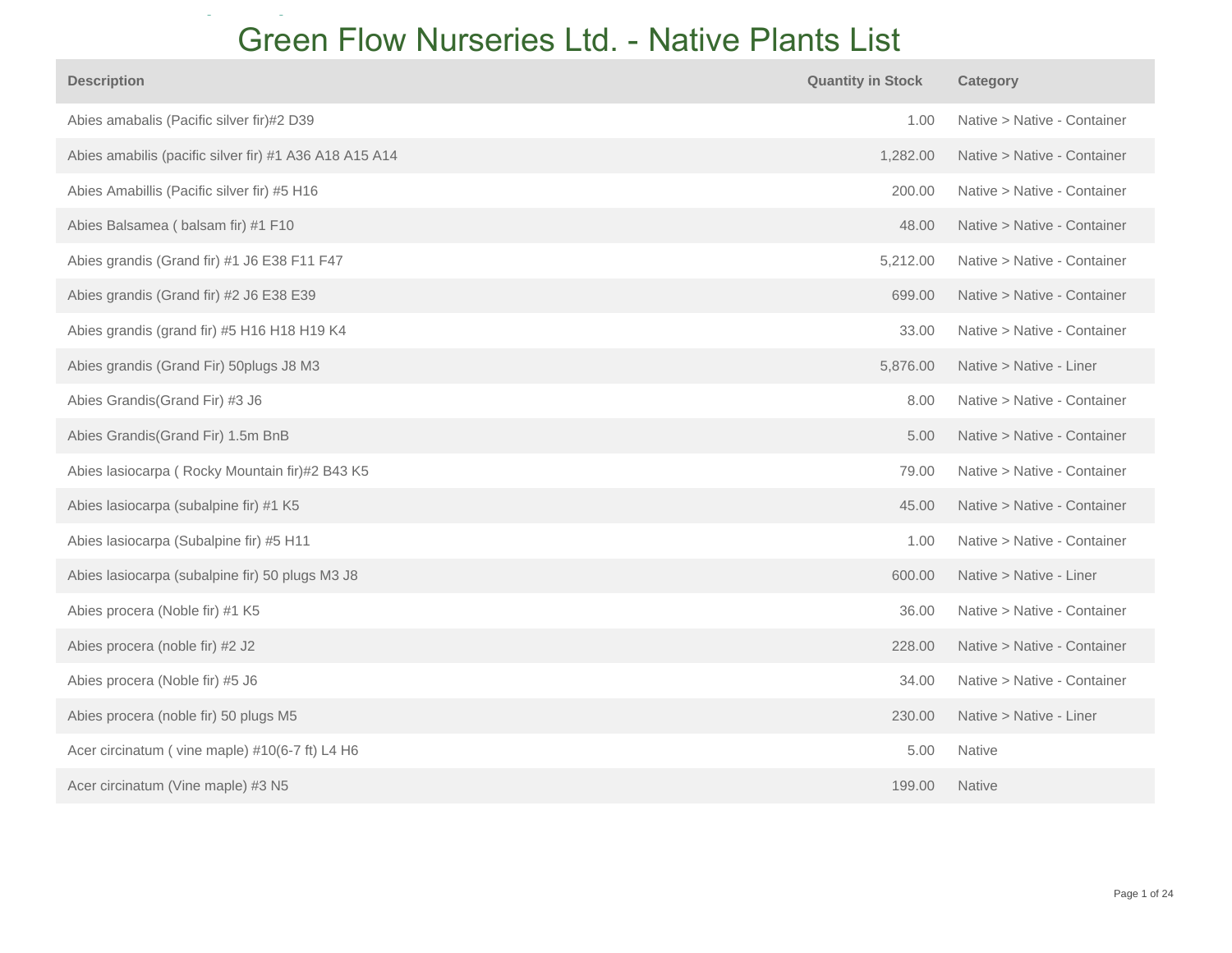# Green Flow Nurseries Ltd. - Native Plants List

| Description | Quantity in Stock | Category |
|---|---|---|
| Abies amabalis (Pacific silver fir)#2 D39 | 1.00 | Native > Native - Container |
| Abies amabilis (pacific silver fir) #1 A36 A18 A15 A14 | 1,282.00 | Native > Native - Container |
| Abies Amabillis (Pacific silver fir) #5 H16 | 200.00 | Native > Native - Container |
| Abies Balsamea ( balsam fir) #1 F10 | 48.00 | Native > Native - Container |
| Abies grandis (Grand fir) #1 J6 E38 F11 F47 | 5,212.00 | Native > Native - Container |
| Abies grandis (Grand fir) #2 J6 E38 E39 | 699.00 | Native > Native - Container |
| Abies grandis (grand fir) #5 H16 H18 H19 K4 | 33.00 | Native > Native - Container |
| Abies grandis (Grand Fir) 50plugs J8 M3 | 5,876.00 | Native > Native - Liner |
| Abies Grandis(Grand Fir) #3 J6 | 8.00 | Native > Native - Container |
| Abies Grandis(Grand Fir) 1.5m BnB | 5.00 | Native > Native - Container |
| Abies lasiocarpa ( Rocky Mountain fir)#2 B43 K5 | 79.00 | Native > Native - Container |
| Abies lasiocarpa (subalpine fir) #1 K5 | 45.00 | Native > Native - Container |
| Abies lasiocarpa (Subalpine fir) #5 H11 | 1.00 | Native > Native - Container |
| Abies lasiocarpa (subalpine fir) 50 plugs M3 J8 | 600.00 | Native > Native - Liner |
| Abies procera (Noble fir) #1 K5 | 36.00 | Native > Native - Container |
| Abies procera (noble fir) #2 J2 | 228.00 | Native > Native - Container |
| Abies procera (Noble fir) #5 J6 | 34.00 | Native > Native - Container |
| Abies procera (noble fir) 50 plugs M5 | 230.00 | Native > Native - Liner |
| Acer circinatum ( vine maple) #10(6-7 ft) L4 H6 | 5.00 | Native |
| Acer circinatum (Vine maple) #3 N5 | 199.00 | Native |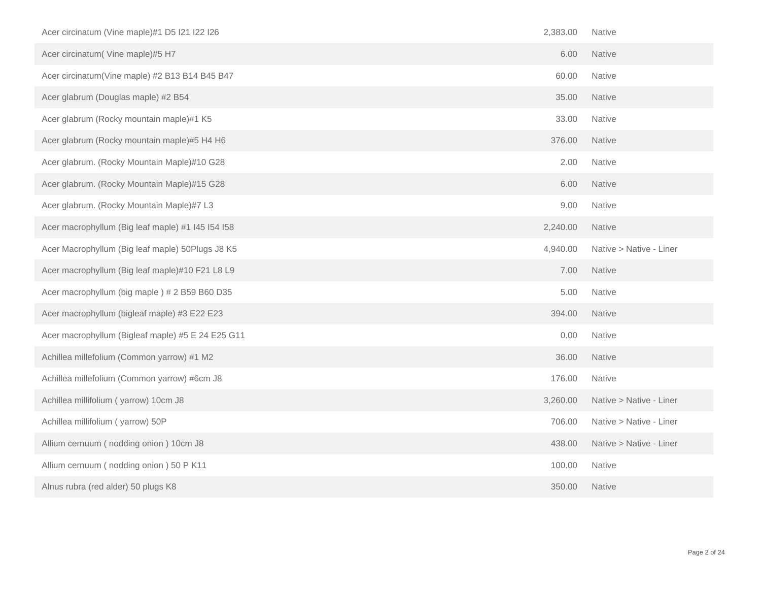| | | |
|---|---|---|
| Acer circinatum (Vine maple)#1 D5 I21 I22 I26 | 2,383.00 | Native |
| Acer circinatum( Vine maple)#5 H7 | 6.00 | Native |
| Acer circinatum(Vine maple) #2 B13 B14 B45 B47 | 60.00 | Native |
| Acer glabrum (Douglas maple) #2 B54 | 35.00 | Native |
| Acer glabrum (Rocky mountain maple)#1 K5 | 33.00 | Native |
| Acer glabrum (Rocky mountain maple)#5 H4 H6 | 376.00 | Native |
| Acer glabrum. (Rocky Mountain Maple)#10 G28 | 2.00 | Native |
| Acer glabrum. (Rocky Mountain Maple)#15 G28 | 6.00 | Native |
| Acer glabrum. (Rocky Mountain Maple)#7 L3 | 9.00 | Native |
| Acer macrophyllum (Big leaf maple) #1 I45 I54 I58 | 2,240.00 | Native |
| Acer Macrophyllum (Big leaf maple) 50Plugs J8 K5 | 4,940.00 | Native > Native - Liner |
| Acer macrophyllum (Big leaf maple)#10 F21 L8 L9 | 7.00 | Native |
| Acer macrophyllum (big maple ) # 2 B59 B60 D35 | 5.00 | Native |
| Acer macrophyllum (bigleaf maple) #3 E22 E23 | 394.00 | Native |
| Acer macrophyllum (Bigleaf maple) #5 E 24 E25 G11 | 0.00 | Native |
| Achillea millefolium (Common yarrow) #1 M2 | 36.00 | Native |
| Achillea millefolium (Common yarrow) #6cm J8 | 176.00 | Native |
| Achillea millifolium ( yarrow) 10cm J8 | 3,260.00 | Native > Native - Liner |
| Achillea millifolium ( yarrow) 50P | 706.00 | Native > Native - Liner |
| Allium cernuum ( nodding onion ) 10cm J8 | 438.00 | Native > Native - Liner |
| Allium cernuum ( nodding onion ) 50 P K11 | 100.00 | Native |
| Alnus rubra (red alder) 50 plugs K8 | 350.00 | Native |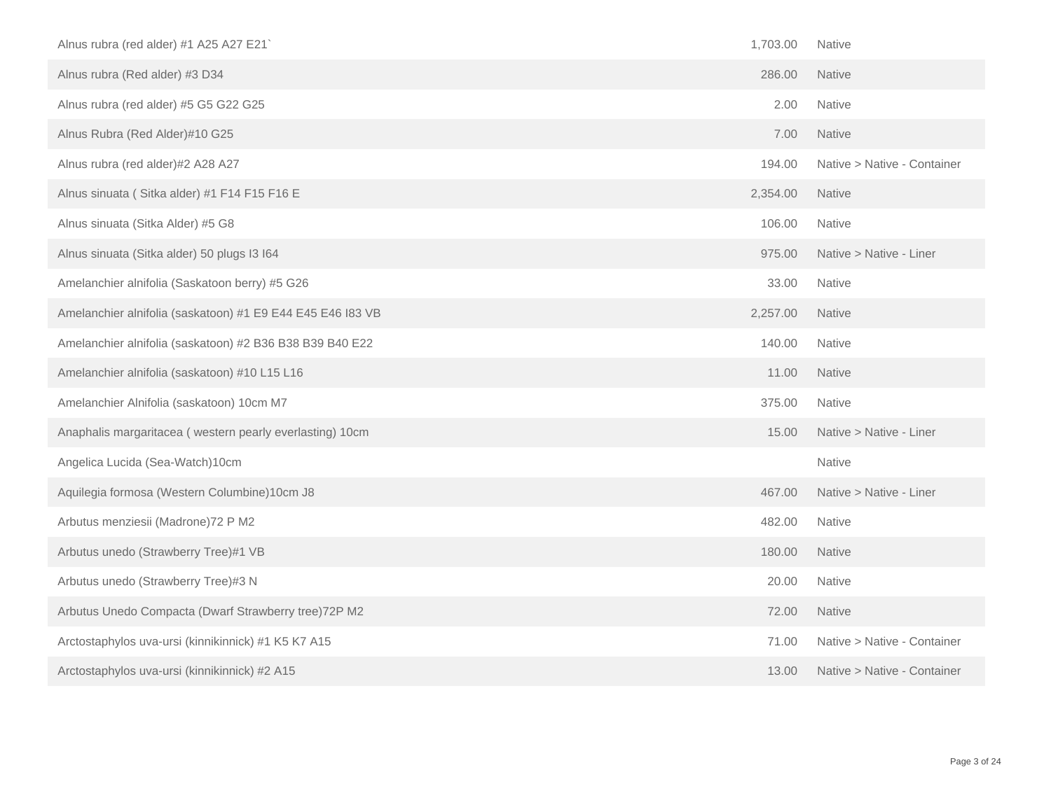| | | |
|---|---|---|
| Alnus rubra (red alder) #1 A25 A27 E21` | 1,703.00 | Native |
| Alnus rubra (Red alder) #3 D34 | 286.00 | Native |
| Alnus rubra (red alder) #5 G5 G22 G25 | 2.00 | Native |
| Alnus Rubra (Red Alder)#10 G25 | 7.00 | Native |
| Alnus rubra (red alder)#2 A28 A27 | 194.00 | Native > Native - Container |
| Alnus sinuata ( Sitka alder) #1 F14 F15 F16 E | 2,354.00 | Native |
| Alnus sinuata (Sitka Alder) #5 G8 | 106.00 | Native |
| Alnus sinuata (Sitka alder) 50 plugs I3 I64 | 975.00 | Native > Native - Liner |
| Amelanchier alnifolia (Saskatoon berry) #5 G26 | 33.00 | Native |
| Amelanchier alnifolia (saskatoon) #1 E9 E44 E45 E46 I83 VB | 2,257.00 | Native |
| Amelanchier alnifolia (saskatoon) #2 B36 B38 B39 B40 E22 | 140.00 | Native |
| Amelanchier alnifolia (saskatoon) #10 L15 L16 | 11.00 | Native |
| Amelanchier Alnifolia (saskatoon) 10cm M7 | 375.00 | Native |
| Anaphalis margaritacea ( western pearly everlasting) 10cm | 15.00 | Native > Native - Liner |
| Angelica Lucida (Sea-Watch)10cm | | Native |
| Aquilegia formosa (Western Columbine)10cm J8 | 467.00 | Native > Native - Liner |
| Arbutus menziesii (Madrone)72 P M2 | 482.00 | Native |
| Arbutus unedo (Strawberry Tree)#1 VB | 180.00 | Native |
| Arbutus unedo (Strawberry Tree)#3 N | 20.00 | Native |
| Arbutus Unedo Compacta (Dwarf Strawberry tree)72P M2 | 72.00 | Native |
| Arctostaphylos uva-ursi (kinnikinnick) #1 K5 K7 A15 | 71.00 | Native > Native - Container |
| Arctostaphylos uva-ursi (kinnikinnick) #2 A15 | 13.00 | Native > Native - Container |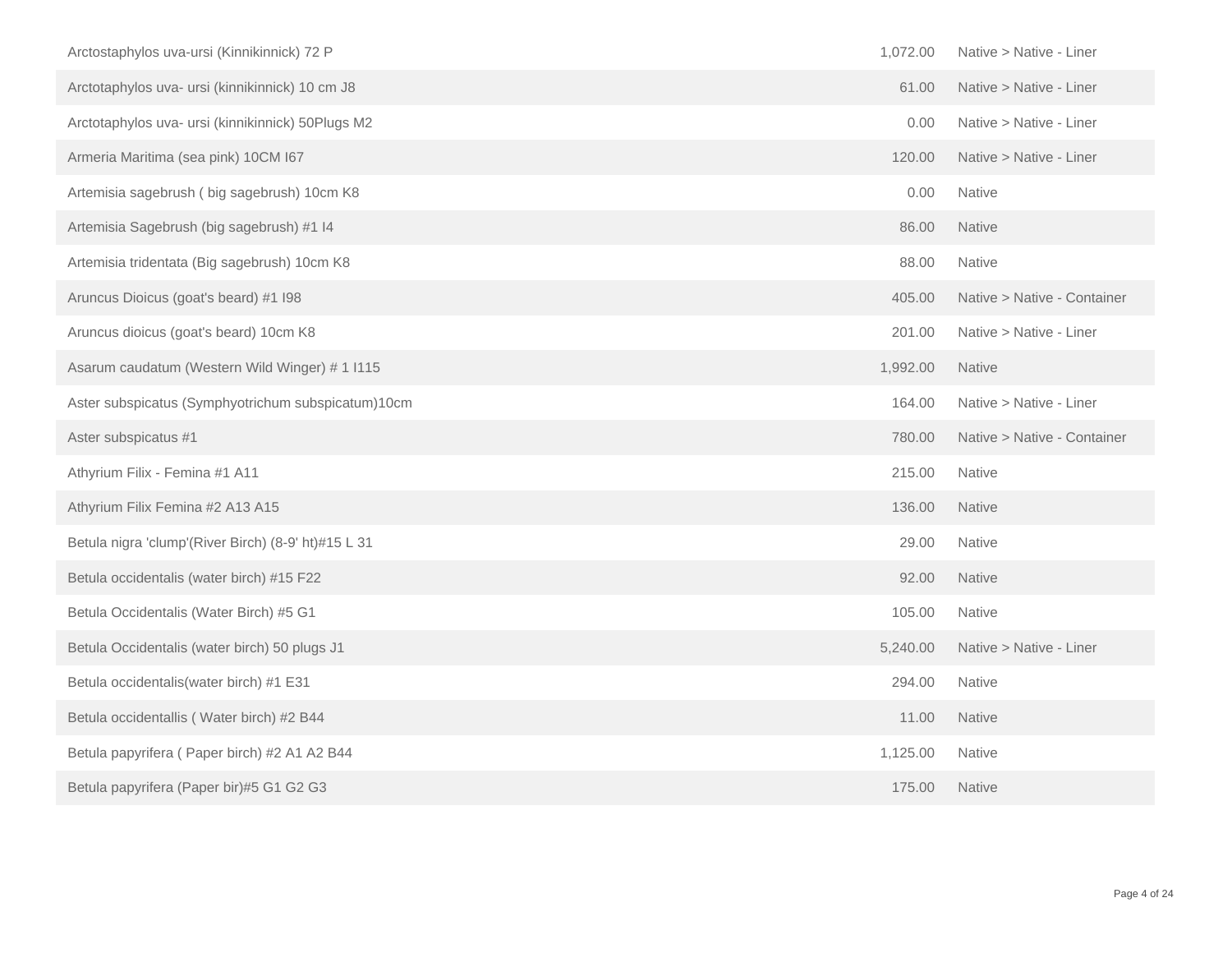| | | |
|---|---|---|
| Arctostaphylos uva-ursi (Kinnikinnick) 72 P | 1,072.00 | Native > Native - Liner |
| Arctotaphylos uva- ursi (kinnikinnick) 10 cm J8 | 61.00 | Native > Native - Liner |
| Arctotaphylos uva- ursi (kinnikinnick) 50Plugs M2 | 0.00 | Native > Native - Liner |
| Armeria Maritima (sea pink) 10CM I67 | 120.00 | Native > Native - Liner |
| Artemisia sagebrush ( big sagebrush) 10cm K8 | 0.00 | Native |
| Artemisia Sagebrush (big sagebrush) #1 I4 | 86.00 | Native |
| Artemisia tridentata (Big sagebrush) 10cm K8 | 88.00 | Native |
| Aruncus Dioicus (goat's beard) #1 I98 | 405.00 | Native > Native - Container |
| Aruncus dioicus (goat's beard) 10cm K8 | 201.00 | Native > Native - Liner |
| Asarum caudatum (Western Wild Winger) # 1 I115 | 1,992.00 | Native |
| Aster subspicatus (Symphyotrichum subspicatum)10cm | 164.00 | Native > Native - Liner |
| Aster subspicatus #1 | 780.00 | Native > Native - Container |
| Athyrium Filix - Femina #1 A11 | 215.00 | Native |
| Athyrium Filix Femina #2 A13 A15 | 136.00 | Native |
| Betula nigra 'clump'(River Birch) (8-9' ht)#15 L 31 | 29.00 | Native |
| Betula occidentalis (water birch) #15 F22 | 92.00 | Native |
| Betula Occidentalis (Water Birch) #5 G1 | 105.00 | Native |
| Betula Occidentalis (water birch) 50 plugs J1 | 5,240.00 | Native > Native - Liner |
| Betula occidentalis(water birch) #1 E31 | 294.00 | Native |
| Betula occidentallis ( Water birch) #2 B44 | 11.00 | Native |
| Betula papyrifera ( Paper birch) #2 A1 A2 B44 | 1,125.00 | Native |
| Betula papyrifera (Paper bir)#5 G1 G2 G3 | 175.00 | Native |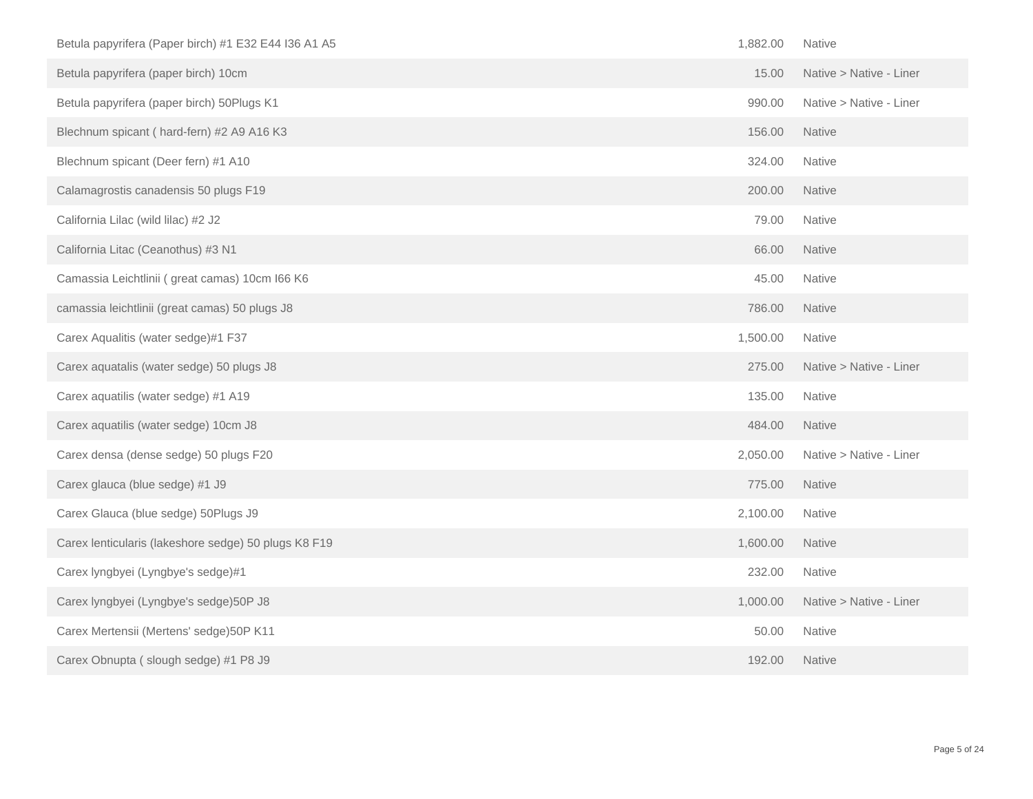| | | |
|---|---|---|
| Betula papyrifera (Paper birch) #1 E32 E44 I36 A1 A5 | 1,882.00 | Native |
| Betula papyrifera (paper birch) 10cm | 15.00 | Native > Native - Liner |
| Betula papyrifera (paper birch) 50Plugs K1 | 990.00 | Native > Native - Liner |
| Blechnum spicant ( hard-fern) #2 A9 A16 K3 | 156.00 | Native |
| Blechnum spicant (Deer fern) #1 A10 | 324.00 | Native |
| Calamagrostis canadensis 50 plugs F19 | 200.00 | Native |
| California Lilac (wild lilac) #2 J2 | 79.00 | Native |
| California Litac (Ceanothus) #3 N1 | 66.00 | Native |
| Camassia Leichtlinii ( great camas) 10cm I66 K6 | 45.00 | Native |
| camassia leichtlinii (great camas) 50 plugs J8 | 786.00 | Native |
| Carex Aqualitis (water sedge)#1 F37 | 1,500.00 | Native |
| Carex aquatalis (water sedge) 50 plugs J8 | 275.00 | Native > Native - Liner |
| Carex aquatilis (water sedge) #1 A19 | 135.00 | Native |
| Carex aquatilis (water sedge) 10cm J8 | 484.00 | Native |
| Carex densa (dense sedge) 50 plugs F20 | 2,050.00 | Native > Native - Liner |
| Carex glauca (blue sedge) #1 J9 | 775.00 | Native |
| Carex Glauca (blue sedge) 50Plugs J9 | 2,100.00 | Native |
| Carex lenticularis (lakeshore sedge) 50 plugs K8 F19 | 1,600.00 | Native |
| Carex lyngbyei (Lyngbye's sedge)#1 | 232.00 | Native |
| Carex lyngbyei (Lyngbye's sedge)50P J8 | 1,000.00 | Native > Native - Liner |
| Carex Mertensii (Mertens' sedge)50P K11 | 50.00 | Native |
| Carex Obnupta ( slough sedge) #1 P8 J9 | 192.00 | Native |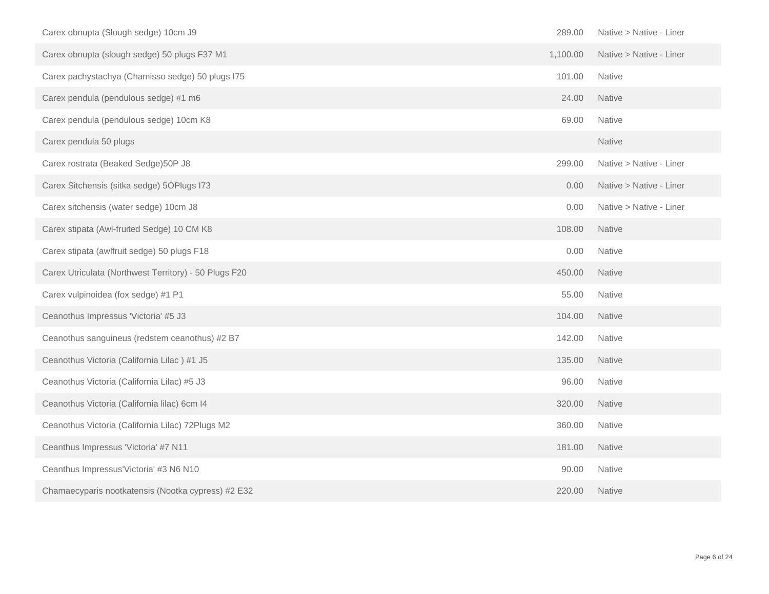| | | |
|---|---|---|
| Carex obnupta (Slough sedge) 10cm J9 | 289.00 | Native > Native - Liner |
| Carex obnupta (slough sedge) 50 plugs F37 M1 | 1,100.00 | Native > Native - Liner |
| Carex pachystachya (Chamisso sedge) 50 plugs I75 | 101.00 | Native |
| Carex pendula (pendulous sedge) #1 m6 | 24.00 | Native |
| Carex pendula (pendulous sedge) 10cm K8 | 69.00 | Native |
| Carex pendula 50 plugs | | Native |
| Carex rostrata (Beaked Sedge)50P J8 | 299.00 | Native > Native - Liner |
| Carex Sitchensis (sitka sedge) 5OPlugs I73 | 0.00 | Native > Native - Liner |
| Carex sitchensis (water sedge) 10cm J8 | 0.00 | Native > Native - Liner |
| Carex stipata (Awl-fruited Sedge) 10 CM K8 | 108.00 | Native |
| Carex stipata (awlfruit sedge) 50 plugs F18 | 0.00 | Native |
| Carex Utriculata (Northwest Territory) - 50 Plugs F20 | 450.00 | Native |
| Carex vulpinoidea (fox sedge) #1 P1 | 55.00 | Native |
| Ceanothus Impressus 'Victoria' #5 J3 | 104.00 | Native |
| Ceanothus sanguineus (redstem ceanothus) #2 B7 | 142.00 | Native |
| Ceanothus Victoria (California Lilac ) #1 J5 | 135.00 | Native |
| Ceanothus Victoria (California Lilac) #5 J3 | 96.00 | Native |
| Ceanothus Victoria (California lilac) 6cm I4 | 320.00 | Native |
| Ceanothus Victoria (California Lilac) 72Plugs M2 | 360.00 | Native |
| Ceanthus Impressus 'Victoria' #7 N11 | 181.00 | Native |
| Ceanthus Impressus'Victoria' #3 N6 N10 | 90.00 | Native |
| Chamaecyparis nootkatensis (Nootka cypress) #2 E32 | 220.00 | Native |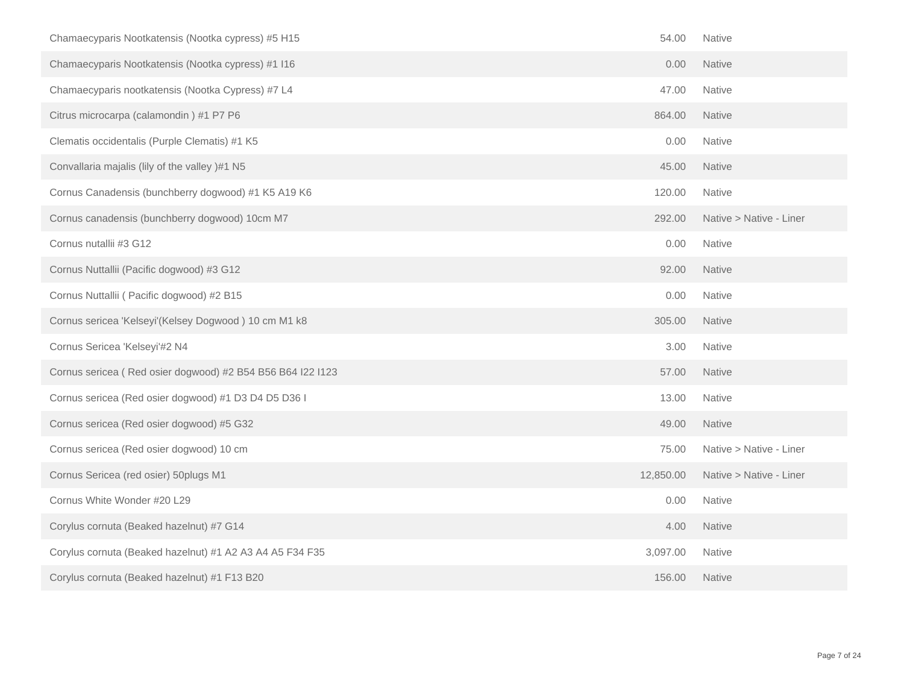| | | |
|---|---|---|
| Chamaecyparis Nootkatensis (Nootka cypress) #5 H15 | 54.00 | Native |
| Chamaecyparis Nootkatensis (Nootka cypress) #1 I16 | 0.00 | Native |
| Chamaecyparis nootkatensis (Nootka Cypress) #7 L4 | 47.00 | Native |
| Citrus microcarpa (calamondin ) #1 P7 P6 | 864.00 | Native |
| Clematis occidentalis (Purple Clematis) #1 K5 | 0.00 | Native |
| Convallaria majalis (lily of the valley )#1 N5 | 45.00 | Native |
| Cornus Canadensis (bunchberry dogwood) #1 K5 A19 K6 | 120.00 | Native |
| Cornus canadensis (bunchberry dogwood) 10cm M7 | 292.00 | Native > Native - Liner |
| Cornus nutallii #3 G12 | 0.00 | Native |
| Cornus Nuttallii (Pacific dogwood) #3 G12 | 92.00 | Native |
| Cornus Nuttallii ( Pacific dogwood) #2 B15 | 0.00 | Native |
| Cornus sericea 'Kelseyi'(Kelsey Dogwood ) 10 cm M1 k8 | 305.00 | Native |
| Cornus Sericea 'Kelseyi'#2 N4 | 3.00 | Native |
| Cornus sericea ( Red osier dogwood) #2 B54 B56 B64 I22 I123 | 57.00 | Native |
| Cornus sericea (Red osier dogwood) #1 D3 D4 D5 D36 I | 13.00 | Native |
| Cornus sericea (Red osier dogwood) #5 G32 | 49.00 | Native |
| Cornus sericea (Red osier dogwood) 10 cm | 75.00 | Native > Native - Liner |
| Cornus Sericea (red osier) 50plugs M1 | 12,850.00 | Native > Native - Liner |
| Cornus White Wonder #20 L29 | 0.00 | Native |
| Corylus cornuta (Beaked hazelnut) #7 G14 | 4.00 | Native |
| Corylus cornuta (Beaked hazelnut) #1 A2 A3 A4 A5 F34 F35 | 3,097.00 | Native |
| Corylus cornuta (Beaked hazelnut) #1 F13 B20 | 156.00 | Native |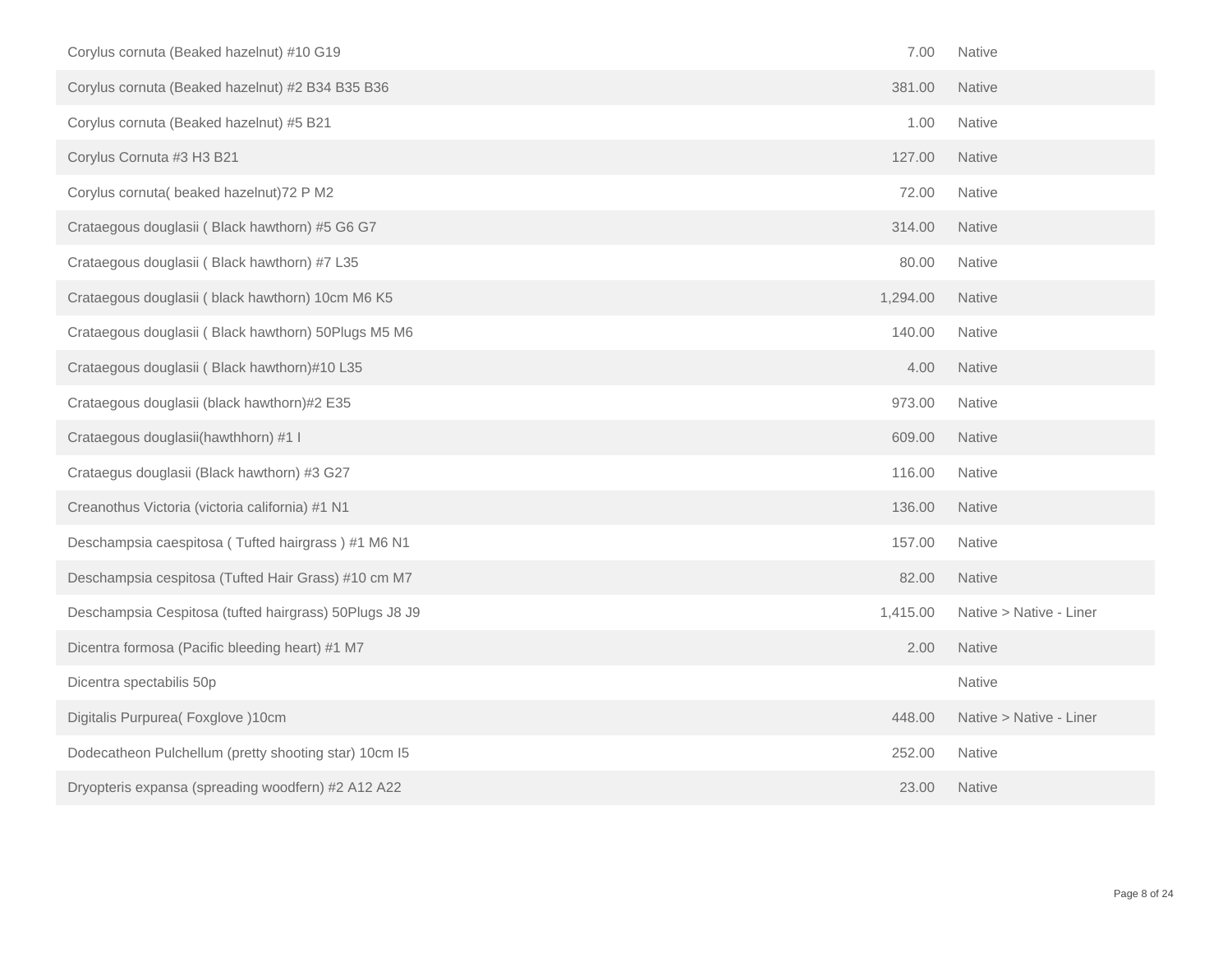| | | |
|---|---|---|
| Corylus cornuta (Beaked hazelnut) #10 G19 | 7.00 | Native |
| Corylus cornuta (Beaked hazelnut) #2 B34 B35 B36 | 381.00 | Native |
| Corylus cornuta (Beaked hazelnut) #5 B21 | 1.00 | Native |
| Corylus Cornuta #3 H3 B21 | 127.00 | Native |
| Corylus cornuta( beaked hazelnut)72 P M2 | 72.00 | Native |
| Crataegous douglasii ( Black hawthorn) #5 G6 G7 | 314.00 | Native |
| Crataegous douglasii ( Black hawthorn) #7 L35 | 80.00 | Native |
| Crataegous douglasii ( black hawthorn) 10cm M6 K5 | 1,294.00 | Native |
| Crataegous douglasii ( Black hawthorn) 50Plugs M5 M6 | 140.00 | Native |
| Crataegous douglasii ( Black hawthorn)#10 L35 | 4.00 | Native |
| Crataegous douglasii (black hawthorn)#2 E35 | 973.00 | Native |
| Crataegous douglasii(hawthhorn) #1 I | 609.00 | Native |
| Crataegus douglasii (Black hawthorn) #3 G27 | 116.00 | Native |
| Creanothus Victoria (victoria california) #1 N1 | 136.00 | Native |
| Deschampsia caespitosa ( Tufted hairgrass ) #1 M6 N1 | 157.00 | Native |
| Deschampsia cespitosa (Tufted Hair Grass) #10 cm M7 | 82.00 | Native |
| Deschampsia Cespitosa (tufted hairgrass) 50Plugs J8 J9 | 1,415.00 | Native > Native - Liner |
| Dicentra formosa (Pacific bleeding heart) #1 M7 | 2.00 | Native |
| Dicentra spectabilis 50p | | Native |
| Digitalis Purpurea( Foxglove )10cm | 448.00 | Native > Native - Liner |
| Dodecatheon Pulchellum (pretty shooting star) 10cm I5 | 252.00 | Native |
| Dryopteris expansa (spreading woodfern) #2 A12 A22 | 23.00 | Native |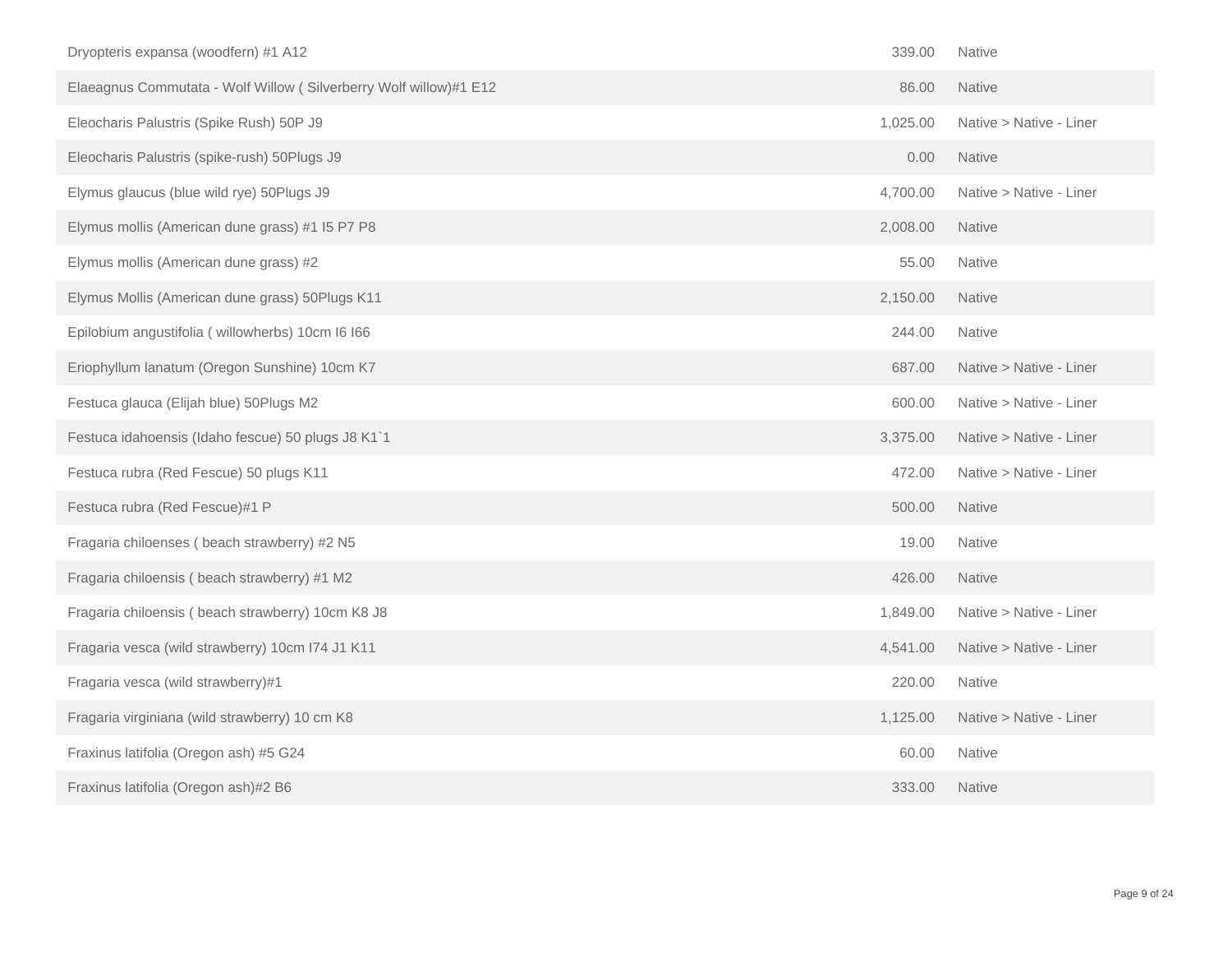| | | |
|---|---|---|
| Dryopteris expansa (woodfern) #1 A12 | 339.00 | Native |
| Elaeagnus Commutata - Wolf Willow ( Silverberry Wolf willow)#1 E12 | 86.00 | Native |
| Eleocharis Palustris (Spike Rush) 50P J9 | 1,025.00 | Native > Native - Liner |
| Eleocharis Palustris (spike-rush) 50Plugs J9 | 0.00 | Native |
| Elymus glaucus (blue wild rye) 50Plugs J9 | 4,700.00 | Native > Native - Liner |
| Elymus mollis (American dune grass) #1 I5 P7 P8 | 2,008.00 | Native |
| Elymus mollis (American dune grass) #2 | 55.00 | Native |
| Elymus Mollis (American dune grass) 50Plugs K11 | 2,150.00 | Native |
| Epilobium angustifolia ( willowherbs) 10cm I6 I66 | 244.00 | Native |
| Eriophyllum lanatum (Oregon Sunshine) 10cm K7 | 687.00 | Native > Native - Liner |
| Festuca glauca (Elijah blue) 50Plugs M2 | 600.00 | Native > Native - Liner |
| Festuca idahoensis (Idaho fescue) 50 plugs J8 K1`1 | 3,375.00 | Native > Native - Liner |
| Festuca rubra (Red Fescue) 50 plugs K11 | 472.00 | Native > Native - Liner |
| Festuca rubra (Red Fescue)#1 P | 500.00 | Native |
| Fragaria chiloenses ( beach strawberry) #2 N5 | 19.00 | Native |
| Fragaria chiloensis ( beach strawberry) #1 M2 | 426.00 | Native |
| Fragaria chiloensis ( beach strawberry) 10cm K8 J8 | 1,849.00 | Native > Native - Liner |
| Fragaria vesca (wild strawberry) 10cm I74 J1 K11 | 4,541.00 | Native > Native - Liner |
| Fragaria vesca (wild strawberry)#1 | 220.00 | Native |
| Fragaria virginiana (wild strawberry) 10 cm K8 | 1,125.00 | Native > Native - Liner |
| Fraxinus latifolia (Oregon ash) #5 G24 | 60.00 | Native |
| Fraxinus latifolia (Oregon ash)#2 B6 | 333.00 | Native |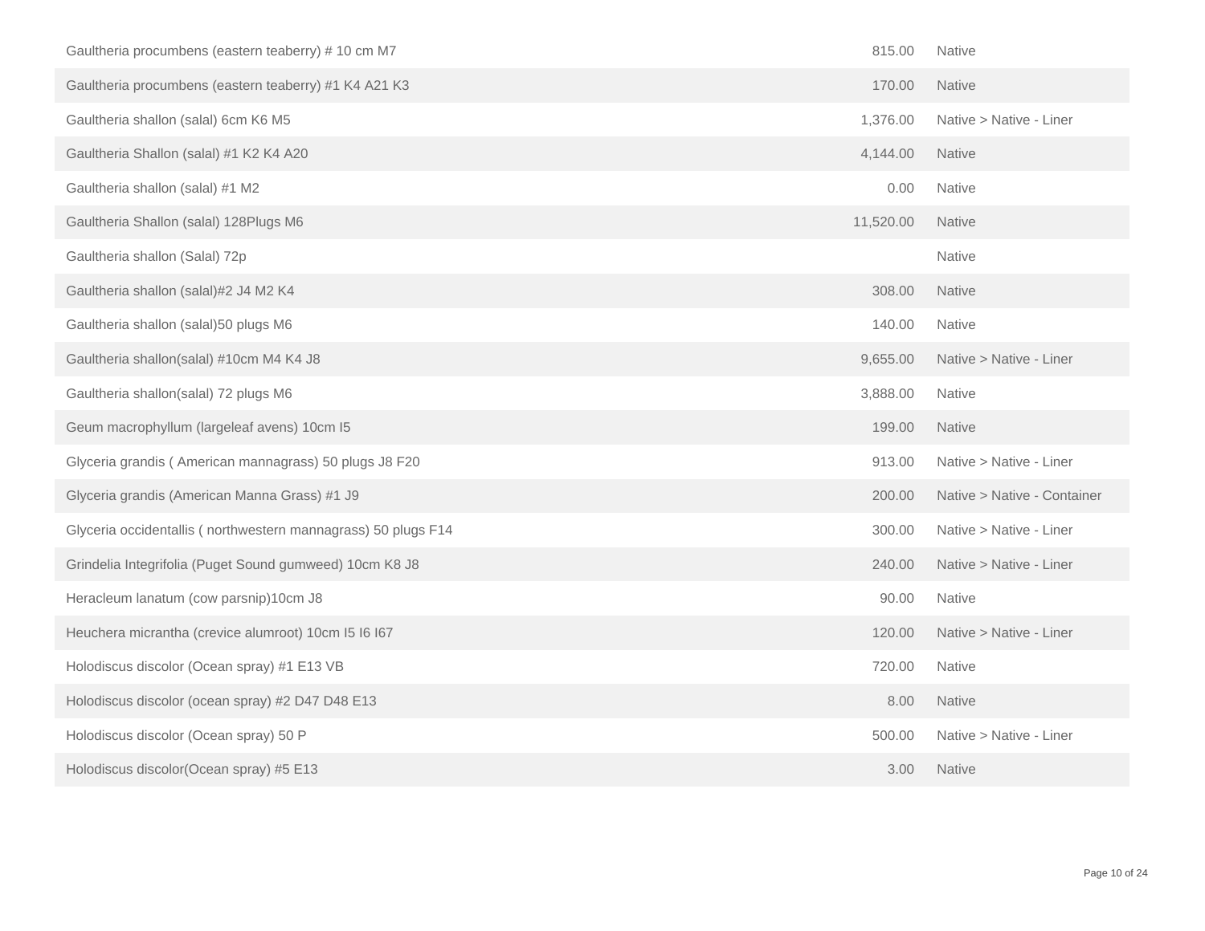| | | |
|---|---|---|
| Gaultheria procumbens (eastern teaberry) # 10 cm M7 | 815.00 | Native |
| Gaultheria procumbens (eastern teaberry) #1 K4 A21 K3 | 170.00 | Native |
| Gaultheria shallon (salal) 6cm K6 M5 | 1,376.00 | Native > Native - Liner |
| Gaultheria Shallon (salal) #1 K2 K4 A20 | 4,144.00 | Native |
| Gaultheria shallon (salal) #1 M2 | 0.00 | Native |
| Gaultheria Shallon (salal) 128Plugs M6 | 11,520.00 | Native |
| Gaultheria shallon (Salal) 72p | | Native |
| Gaultheria shallon (salal)#2 J4 M2 K4 | 308.00 | Native |
| Gaultheria shallon (salal)50 plugs M6 | 140.00 | Native |
| Gaultheria shallon(salal) #10cm M4 K4 J8 | 9,655.00 | Native > Native - Liner |
| Gaultheria shallon(salal) 72 plugs M6 | 3,888.00 | Native |
| Geum macrophyllum (largeleaf avens) 10cm I5 | 199.00 | Native |
| Glyceria grandis ( American mannagrass) 50 plugs J8 F20 | 913.00 | Native > Native - Liner |
| Glyceria grandis (American Manna Grass) #1 J9 | 200.00 | Native > Native - Container |
| Glyceria occidentallis ( northwestern mannagrass) 50 plugs F14 | 300.00 | Native > Native - Liner |
| Grindelia Integrifolia (Puget Sound gumweed) 10cm K8 J8 | 240.00 | Native > Native - Liner |
| Heracleum lanatum (cow parsnip)10cm J8 | 90.00 | Native |
| Heuchera micrantha (crevice alumroot) 10cm I5 I6 I67 | 120.00 | Native > Native - Liner |
| Holodiscus discolor (Ocean spray) #1 E13 VB | 720.00 | Native |
| Holodiscus discolor (ocean spray) #2 D47 D48 E13 | 8.00 | Native |
| Holodiscus discolor (Ocean spray) 50 P | 500.00 | Native > Native - Liner |
| Holodiscus discolor(Ocean spray) #5 E13 | 3.00 | Native |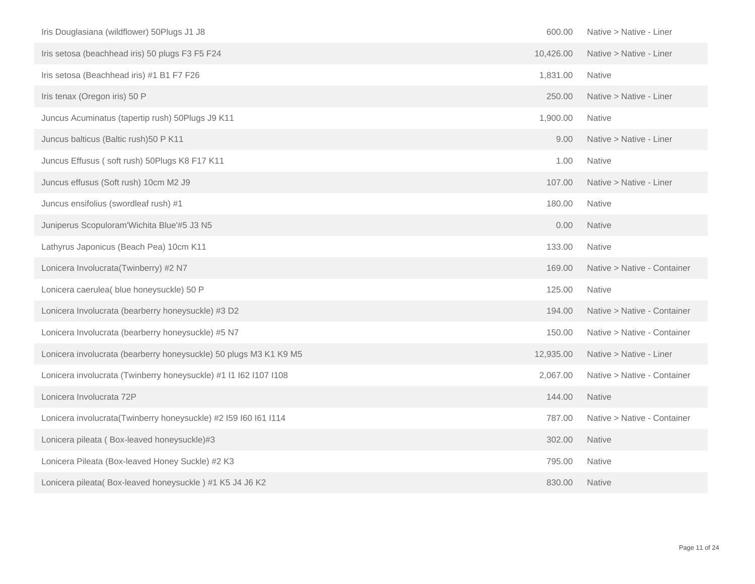| | | |
|---|---|---|
| Iris Douglasiana (wildflower) 50Plugs J1 J8 | 600.00 | Native > Native - Liner |
| Iris setosa (beachhead iris) 50 plugs F3 F5 F24 | 10,426.00 | Native > Native - Liner |
| Iris setosa (Beachhead iris) #1 B1 F7 F26 | 1,831.00 | Native |
| Iris tenax (Oregon iris) 50 P | 250.00 | Native > Native - Liner |
| Juncus Acuminatus (tapertip rush) 50Plugs J9 K11 | 1,900.00 | Native |
| Juncus balticus (Baltic rush)50 P K11 | 9.00 | Native > Native - Liner |
| Juncus Effusus ( soft rush) 50Plugs K8 F17 K11 | 1.00 | Native |
| Juncus effusus (Soft rush) 10cm M2 J9 | 107.00 | Native > Native - Liner |
| Juncus ensifolius (swordleaf rush) #1 | 180.00 | Native |
| Juniperus Scopuloram'Wichita Blue'#5 J3 N5 | 0.00 | Native |
| Lathyrus Japonicus (Beach Pea) 10cm K11 | 133.00 | Native |
| Lonicera Involucrata(Twinberry) #2 N7 | 169.00 | Native > Native - Container |
| Lonicera caerulea( blue honeysuckle) 50 P | 125.00 | Native |
| Lonicera Involucrata (bearberry honeysuckle) #3 D2 | 194.00 | Native > Native - Container |
| Lonicera Involucrata (bearberry honeysuckle) #5 N7 | 150.00 | Native > Native - Container |
| Lonicera involucrata (bearberry honeysuckle) 50 plugs M3 K1 K9 M5 | 12,935.00 | Native > Native - Liner |
| Lonicera involucrata (Twinberry honeysuckle) #1 I1 I62 I107 I108 | 2,067.00 | Native > Native - Container |
| Lonicera Involucrata 72P | 144.00 | Native |
| Lonicera involucrata(Twinberry honeysuckle) #2 I59 I60 I61 I114 | 787.00 | Native > Native - Container |
| Lonicera pileata ( Box-leaved honeysuckle)#3 | 302.00 | Native |
| Lonicera Pileata (Box-leaved Honey Suckle) #2 K3 | 795.00 | Native |
| Lonicera pileata( Box-leaved honeysuckle ) #1 K5 J4 J6 K2 | 830.00 | Native |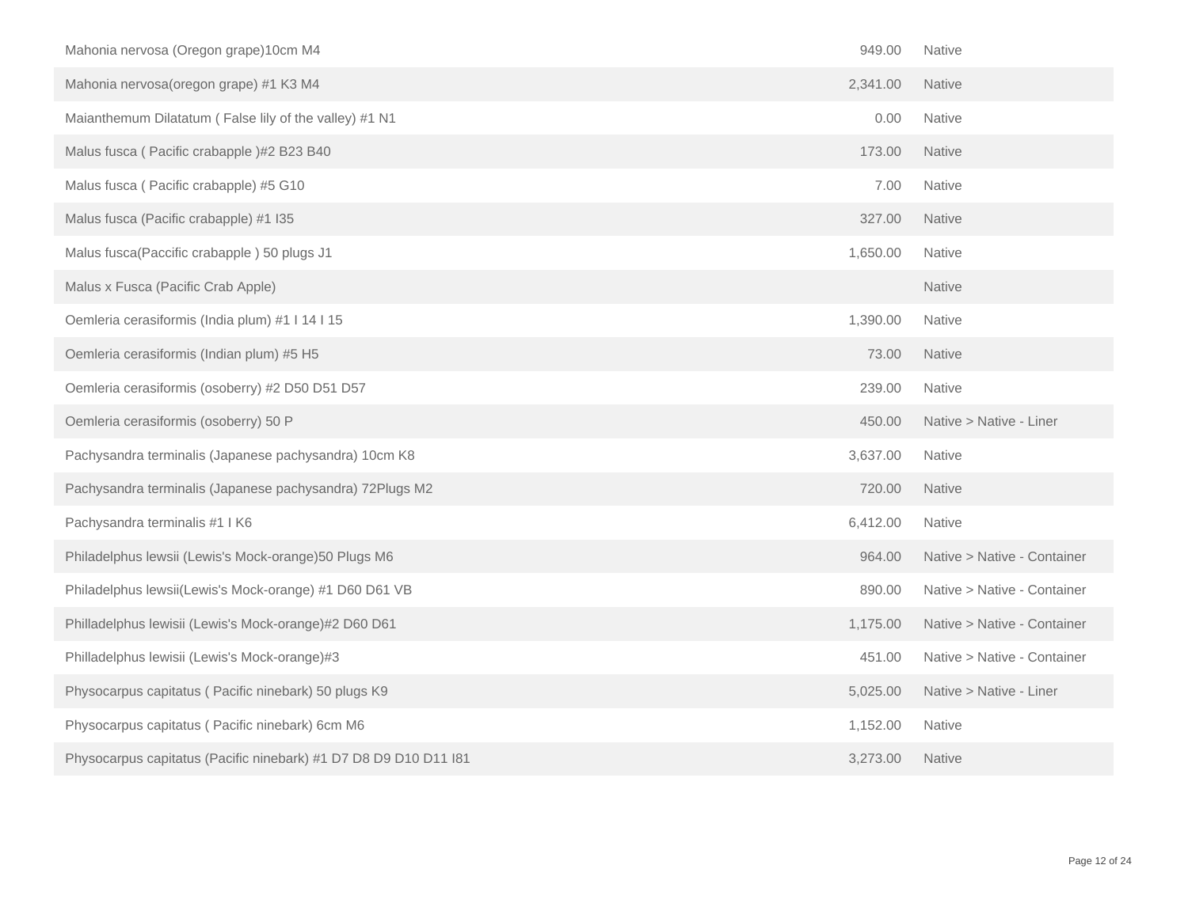| | | |
|---|---|---|
| Mahonia nervosa (Oregon grape)10cm M4 | 949.00 | Native |
| Mahonia nervosa(oregon grape) #1 K3 M4 | 2,341.00 | Native |
| Maianthemum Dilatatum ( False lily of the valley) #1 N1 | 0.00 | Native |
| Malus fusca ( Pacific crabapple )#2 B23 B40 | 173.00 | Native |
| Malus fusca ( Pacific crabapple) #5 G10 | 7.00 | Native |
| Malus fusca (Pacific crabapple) #1 I35 | 327.00 | Native |
| Malus fusca(Paccific crabapple ) 50 plugs J1 | 1,650.00 | Native |
| Malus x Fusca (Pacific Crab Apple) | | Native |
| Oemleria cerasiformis (India plum) #1 I 14 I 15 | 1,390.00 | Native |
| Oemleria cerasiformis (Indian plum) #5 H5 | 73.00 | Native |
| Oemleria cerasiformis (osoberry) #2 D50 D51 D57 | 239.00 | Native |
| Oemleria cerasiformis (osoberry) 50 P | 450.00 | Native > Native - Liner |
| Pachysandra terminalis (Japanese pachysandra) 10cm K8 | 3,637.00 | Native |
| Pachysandra terminalis (Japanese pachysandra) 72Plugs M2 | 720.00 | Native |
| Pachysandra terminalis #1 I K6 | 6,412.00 | Native |
| Philadelphus lewsii (Lewis's Mock-orange)50 Plugs M6 | 964.00 | Native > Native - Container |
| Philadelphus lewsii(Lewis's Mock-orange) #1 D60 D61 VB | 890.00 | Native > Native - Container |
| Philladelphus lewisii (Lewis's Mock-orange)#2 D60 D61 | 1,175.00 | Native > Native - Container |
| Philladelphus lewisii (Lewis's Mock-orange)#3 | 451.00 | Native > Native - Container |
| Physocarpus capitatus ( Pacific ninebark) 50 plugs K9 | 5,025.00 | Native > Native - Liner |
| Physocarpus capitatus ( Pacific ninebark) 6cm M6 | 1,152.00 | Native |
| Physocarpus capitatus (Pacific ninebark) #1 D7 D8 D9 D10 D11 I81 | 3,273.00 | Native |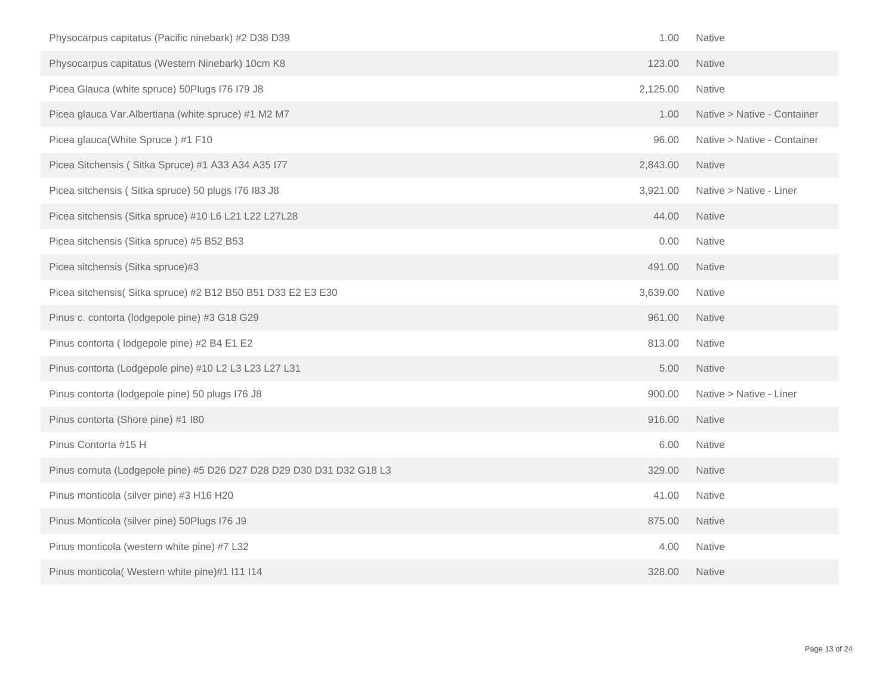| | | |
|---|---|---|
| Physocarpus capitatus (Pacific ninebark) #2 D38 D39 | 1.00 | Native |
| Physocarpus capitatus (Western Ninebark) 10cm K8 | 123.00 | Native |
| Picea Glauca (white spruce) 50Plugs I76 I79 J8 | 2,125.00 | Native |
| Picea glauca Var.Albertiana (white spruce) #1 M2 M7 | 1.00 | Native > Native - Container |
| Picea glauca(White Spruce ) #1 F10 | 96.00 | Native > Native - Container |
| Picea Sitchensis ( Sitka Spruce) #1 A33 A34 A35 I77 | 2,843.00 | Native |
| Picea sitchensis ( Sitka spruce) 50 plugs I76 I83 J8 | 3,921.00 | Native > Native - Liner |
| Picea sitchensis (Sitka spruce) #10 L6 L21 L22 L27L28 | 44.00 | Native |
| Picea sitchensis (Sitka spruce) #5 B52 B53 | 0.00 | Native |
| Picea sitchensis (Sitka spruce)#3 | 491.00 | Native |
| Picea sitchensis( Sitka spruce) #2 B12 B50 B51 D33 E2 E3 E30 | 3,639.00 | Native |
| Pinus c. contorta (lodgepole pine) #3 G18 G29 | 961.00 | Native |
| Pinus contorta ( lodgepole pine) #2 B4 E1 E2 | 813.00 | Native |
| Pinus contorta (Lodgepole pine) #10 L2 L3 L23 L27 L31 | 5.00 | Native |
| Pinus contorta (lodgepole pine) 50 plugs I76 J8 | 900.00 | Native > Native - Liner |
| Pinus contorta (Shore pine) #1 I80 | 916.00 | Native |
| Pinus Contorta #15 H | 6.00 | Native |
| Pinus cornuta (Lodgepole pine) #5 D26 D27 D28 D29 D30 D31 D32 G18 L3 | 329.00 | Native |
| Pinus monticola (silver pine) #3 H16 H20 | 41.00 | Native |
| Pinus Monticola (silver pine) 50Plugs I76 J9 | 875.00 | Native |
| Pinus monticola (western white pine) #7 L32 | 4.00 | Native |
| Pinus monticola( Western white pine)#1 I11 I14 | 328.00 | Native |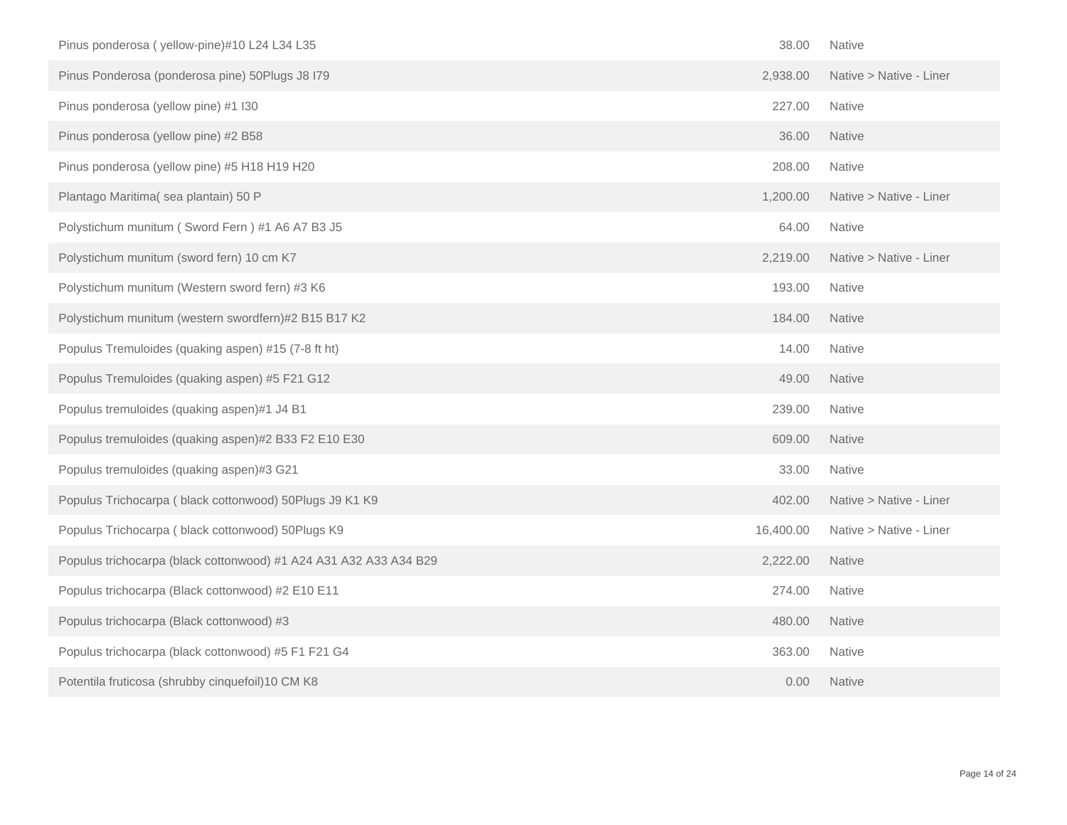| | | |
|---|---|---|
| Pinus ponderosa ( yellow-pine)#10 L24 L34 L35 | 38.00 | Native |
| Pinus Ponderosa (ponderosa pine) 50Plugs J8 I79 | 2,938.00 | Native > Native - Liner |
| Pinus ponderosa (yellow pine) #1 I30 | 227.00 | Native |
| Pinus ponderosa (yellow pine) #2 B58 | 36.00 | Native |
| Pinus ponderosa (yellow pine) #5 H18 H19 H20 | 208.00 | Native |
| Plantago Maritima( sea plantain) 50 P | 1,200.00 | Native > Native - Liner |
| Polystichum munitum ( Sword Fern ) #1 A6 A7 B3 J5 | 64.00 | Native |
| Polystichum munitum (sword fern) 10 cm K7 | 2,219.00 | Native > Native - Liner |
| Polystichum munitum (Western sword fern) #3 K6 | 193.00 | Native |
| Polystichum munitum (western swordfern)#2 B15 B17 K2 | 184.00 | Native |
| Populus Tremuloides (quaking aspen) #15 (7-8 ft ht) | 14.00 | Native |
| Populus Tremuloides (quaking aspen) #5 F21 G12 | 49.00 | Native |
| Populus tremuloides (quaking aspen)#1 J4 B1 | 239.00 | Native |
| Populus tremuloides (quaking aspen)#2 B33 F2 E10 E30 | 609.00 | Native |
| Populus tremuloides (quaking aspen)#3 G21 | 33.00 | Native |
| Populus Trichocarpa ( black cottonwood) 50Plugs J9 K1 K9 | 402.00 | Native > Native - Liner |
| Populus Trichocarpa ( black cottonwood) 50Plugs K9 | 16,400.00 | Native > Native - Liner |
| Populus trichocarpa (black cottonwood) #1 A24 A31 A32 A33 A34 B29 | 2,222.00 | Native |
| Populus trichocarpa (Black cottonwood) #2 E10 E11 | 274.00 | Native |
| Populus trichocarpa (Black cottonwood) #3 | 480.00 | Native |
| Populus trichocarpa (black cottonwood) #5 F1 F21 G4 | 363.00 | Native |
| Potentila fruticosa (shrubby cinquefoil)10 CM K8 | 0.00 | Native |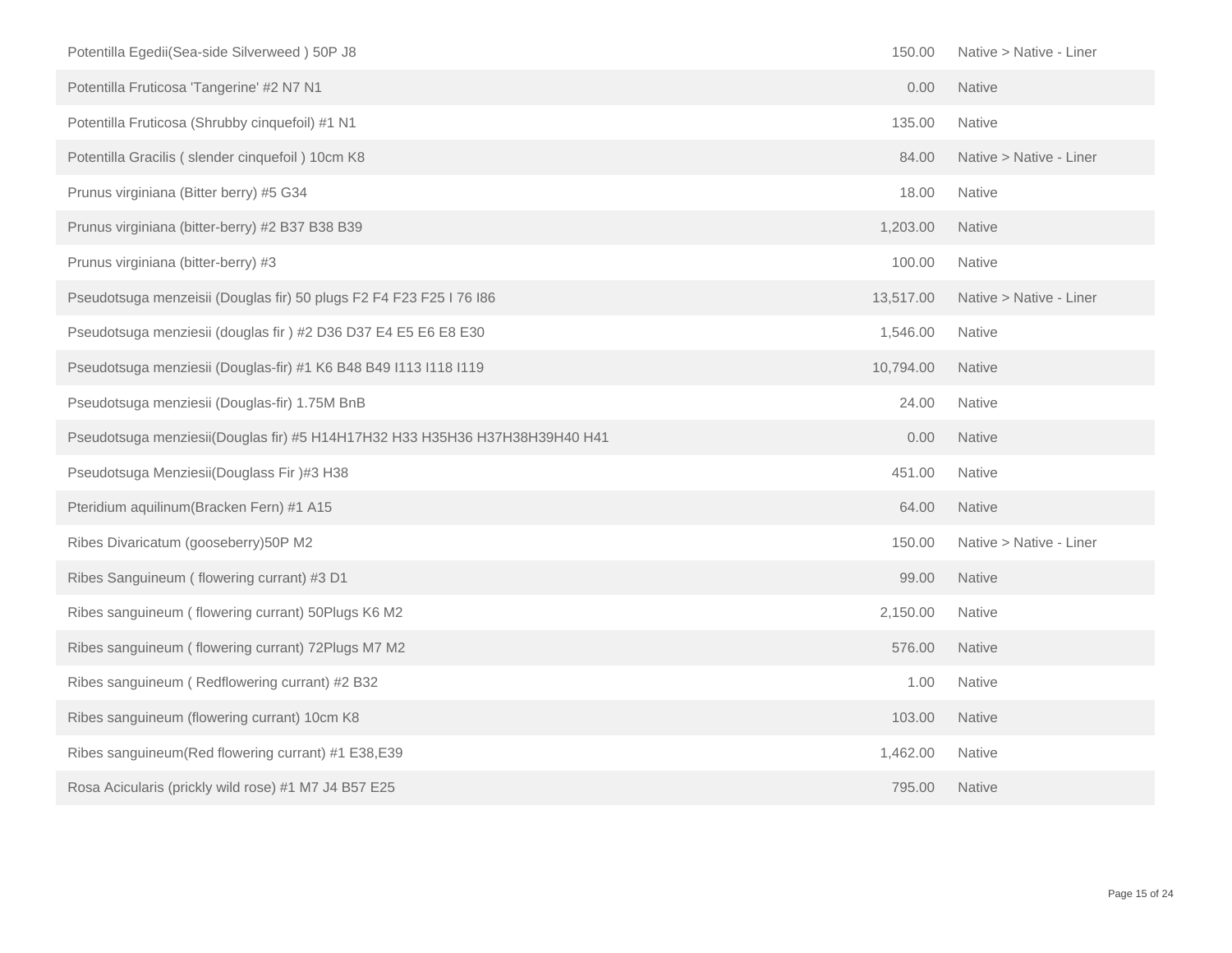| | | |
|---|---|---|
| Potentilla Egedii(Sea-side Silverweed ) 50P J8 | 150.00 | Native > Native - Liner |
| Potentilla Fruticosa 'Tangerine' #2 N7 N1 | 0.00 | Native |
| Potentilla Fruticosa (Shrubby cinquefoil) #1 N1 | 135.00 | Native |
| Potentilla Gracilis ( slender cinquefoil ) 10cm K8 | 84.00 | Native > Native - Liner |
| Prunus virginiana (Bitter berry) #5 G34 | 18.00 | Native |
| Prunus virginiana (bitter-berry) #2 B37 B38 B39 | 1,203.00 | Native |
| Prunus virginiana (bitter-berry) #3 | 100.00 | Native |
| Pseudotsuga menzeisii (Douglas fir) 50 plugs F2 F4 F23 F25 I 76 I86 | 13,517.00 | Native > Native - Liner |
| Pseudotsuga menziesii (douglas fir ) #2 D36 D37 E4 E5 E6 E8 E30 | 1,546.00 | Native |
| Pseudotsuga menziesii (Douglas-fir) #1 K6 B48 B49 I113 I118 I119 | 10,794.00 | Native |
| Pseudotsuga menziesii (Douglas-fir) 1.75M BnB | 24.00 | Native |
| Pseudotsuga menziesii(Douglas fir) #5 H14H17H32 H33 H35H36 H37H38H39H40 H41 | 0.00 | Native |
| Pseudotsuga Menziesii(Douglass Fir )#3 H38 | 451.00 | Native |
| Pteridium aquilinum(Bracken Fern) #1 A15 | 64.00 | Native |
| Ribes Divaricatum (gooseberry)50P M2 | 150.00 | Native > Native - Liner |
| Ribes Sanguineum ( flowering currant) #3 D1 | 99.00 | Native |
| Ribes sanguineum ( flowering currant) 50Plugs K6 M2 | 2,150.00 | Native |
| Ribes sanguineum ( flowering currant) 72Plugs M7 M2 | 576.00 | Native |
| Ribes sanguineum ( Redflowering currant) #2 B32 | 1.00 | Native |
| Ribes sanguineum (flowering currant) 10cm K8 | 103.00 | Native |
| Ribes sanguineum(Red flowering currant) #1 E38,E39 | 1,462.00 | Native |
| Rosa Acicularis (prickly wild rose) #1 M7 J4 B57 E25 | 795.00 | Native |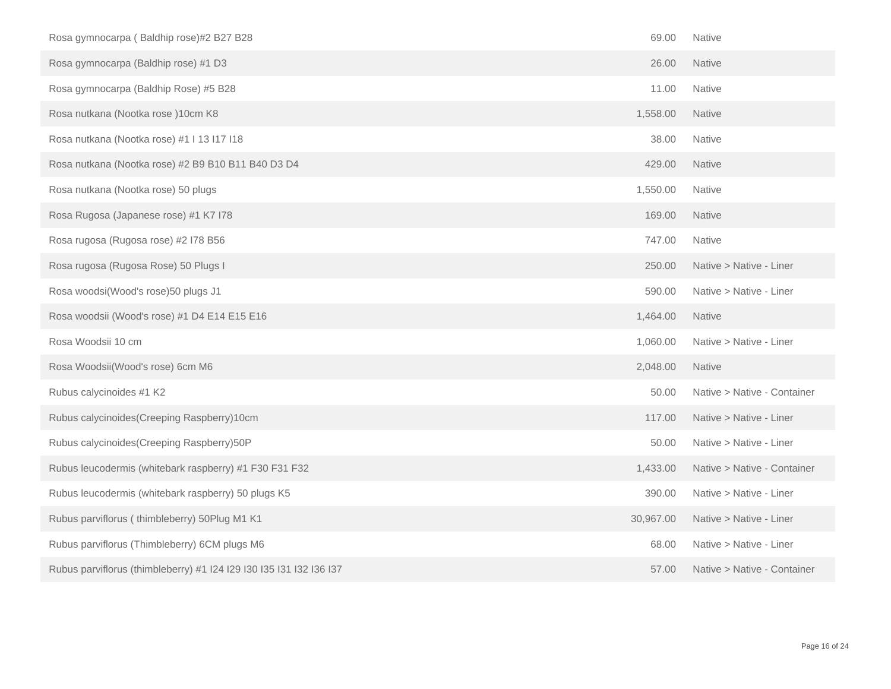| | | |
|---|---|---|
| Rosa gymnocarpa ( Baldhip rose)#2 B27 B28 | 69.00 | Native |
| Rosa gymnocarpa (Baldhip rose) #1 D3 | 26.00 | Native |
| Rosa gymnocarpa (Baldhip Rose) #5 B28 | 11.00 | Native |
| Rosa nutkana (Nootka rose )10cm K8 | 1,558.00 | Native |
| Rosa nutkana (Nootka rose) #1 I 13 I17 I18 | 38.00 | Native |
| Rosa nutkana (Nootka rose) #2 B9 B10 B11 B40 D3 D4 | 429.00 | Native |
| Rosa nutkana (Nootka rose) 50 plugs | 1,550.00 | Native |
| Rosa Rugosa (Japanese rose) #1 K7 I78 | 169.00 | Native |
| Rosa rugosa (Rugosa rose) #2 I78 B56 | 747.00 | Native |
| Rosa rugosa (Rugosa Rose) 50 Plugs I | 250.00 | Native > Native - Liner |
| Rosa woodsi(Wood's rose)50 plugs J1 | 590.00 | Native > Native - Liner |
| Rosa woodsii (Wood's rose) #1 D4 E14 E15 E16 | 1,464.00 | Native |
| Rosa Woodsii 10 cm | 1,060.00 | Native > Native - Liner |
| Rosa Woodsii(Wood's rose) 6cm M6 | 2,048.00 | Native |
| Rubus calycinoides #1 K2 | 50.00 | Native > Native - Container |
| Rubus calycinoides(Creeping Raspberry)10cm | 117.00 | Native > Native - Liner |
| Rubus calycinoides(Creeping Raspberry)50P | 50.00 | Native > Native - Liner |
| Rubus leucodermis (whitebark raspberry) #1 F30 F31 F32 | 1,433.00 | Native > Native - Container |
| Rubus leucodermis (whitebark raspberry) 50 plugs K5 | 390.00 | Native > Native - Liner |
| Rubus parviflorus ( thimbleberry) 50Plug M1 K1 | 30,967.00 | Native > Native - Liner |
| Rubus parviflorus (Thimbleberry) 6CM plugs M6 | 68.00 | Native > Native - Liner |
| Rubus parviflorus (thimbleberry) #1 I24 I29 I30 I35 I31 I32 I36 I37 | 57.00 | Native > Native - Container |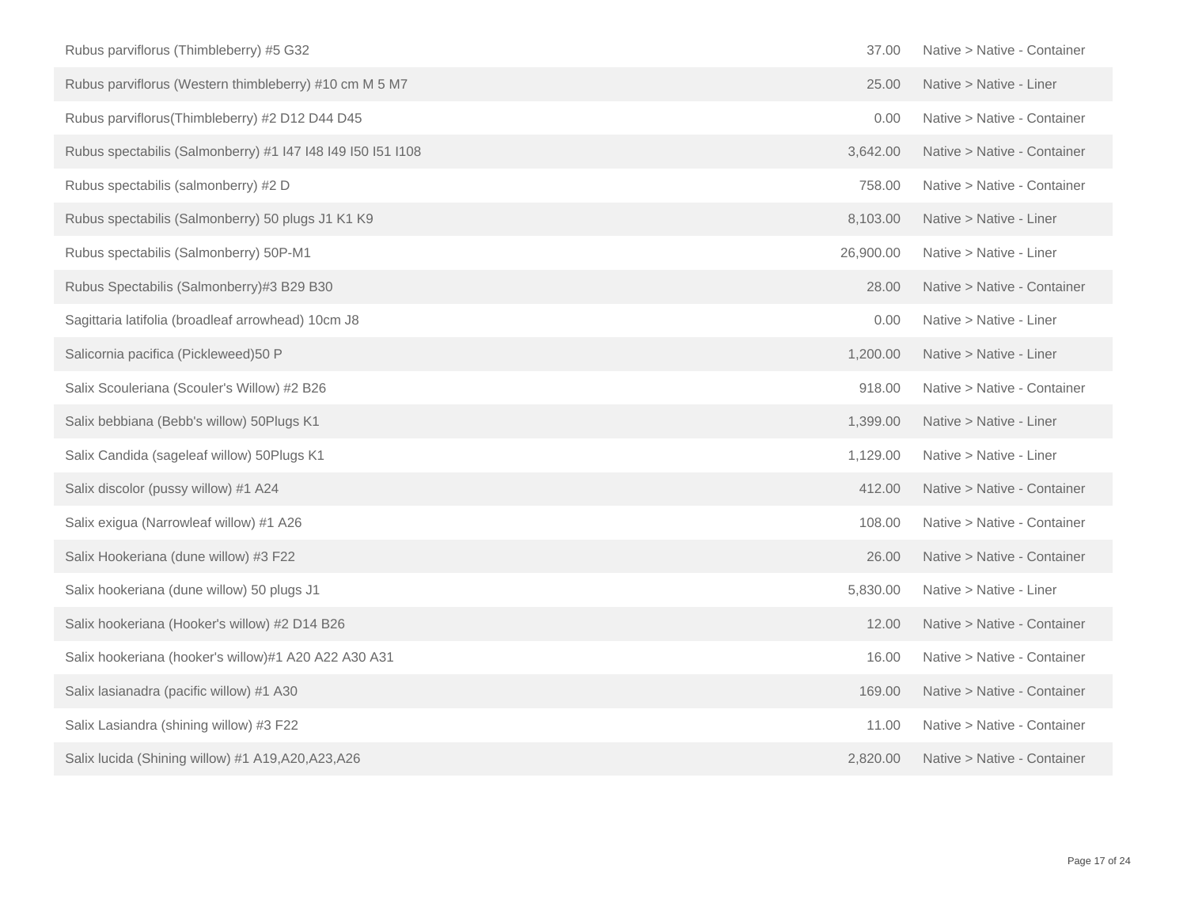| | | |
|---|---|---|
| Rubus parviflorus (Thimbleberry) #5 G32 | 37.00 | Native > Native - Container |
| Rubus parviflorus (Western thimbleberry) #10 cm M 5 M7 | 25.00 | Native > Native - Liner |
| Rubus parviflorus(Thimbleberry) #2 D12 D44 D45 | 0.00 | Native > Native - Container |
| Rubus spectabilis (Salmonberry) #1 I47 I48 I49 I50 I51 I108 | 3,642.00 | Native > Native - Container |
| Rubus spectabilis (salmonberry) #2 D | 758.00 | Native > Native - Container |
| Rubus spectabilis (Salmonberry) 50 plugs J1 K1 K9 | 8,103.00 | Native > Native - Liner |
| Rubus spectabilis (Salmonberry) 50P-M1 | 26,900.00 | Native > Native - Liner |
| Rubus Spectabilis (Salmonberry)#3 B29 B30 | 28.00 | Native > Native - Container |
| Sagittaria latifolia (broadleaf arrowhead) 10cm J8 | 0.00 | Native > Native - Liner |
| Salicornia pacifica (Pickleweed)50 P | 1,200.00 | Native > Native - Liner |
| Salix Scouleriana (Scouler's Willow) #2 B26 | 918.00 | Native > Native - Container |
| Salix bebbiana (Bebb's willow) 50Plugs K1 | 1,399.00 | Native > Native - Liner |
| Salix Candida (sageleaf willow) 50Plugs K1 | 1,129.00 | Native > Native - Liner |
| Salix discolor (pussy willow) #1 A24 | 412.00 | Native > Native - Container |
| Salix exigua (Narrowleaf willow) #1 A26 | 108.00 | Native > Native - Container |
| Salix Hookeriana (dune willow) #3 F22 | 26.00 | Native > Native - Container |
| Salix hookeriana (dune willow) 50 plugs J1 | 5,830.00 | Native > Native - Liner |
| Salix hookeriana (Hooker's willow) #2 D14 B26 | 12.00 | Native > Native - Container |
| Salix hookeriana (hooker's willow)#1 A20 A22 A30 A31 | 16.00 | Native > Native - Container |
| Salix lasianadra (pacific willow) #1 A30 | 169.00 | Native > Native - Container |
| Salix Lasiandra (shining willow) #3 F22 | 11.00 | Native > Native - Container |
| Salix lucida (Shining willow) #1 A19,A20,A23,A26 | 2,820.00 | Native > Native - Container |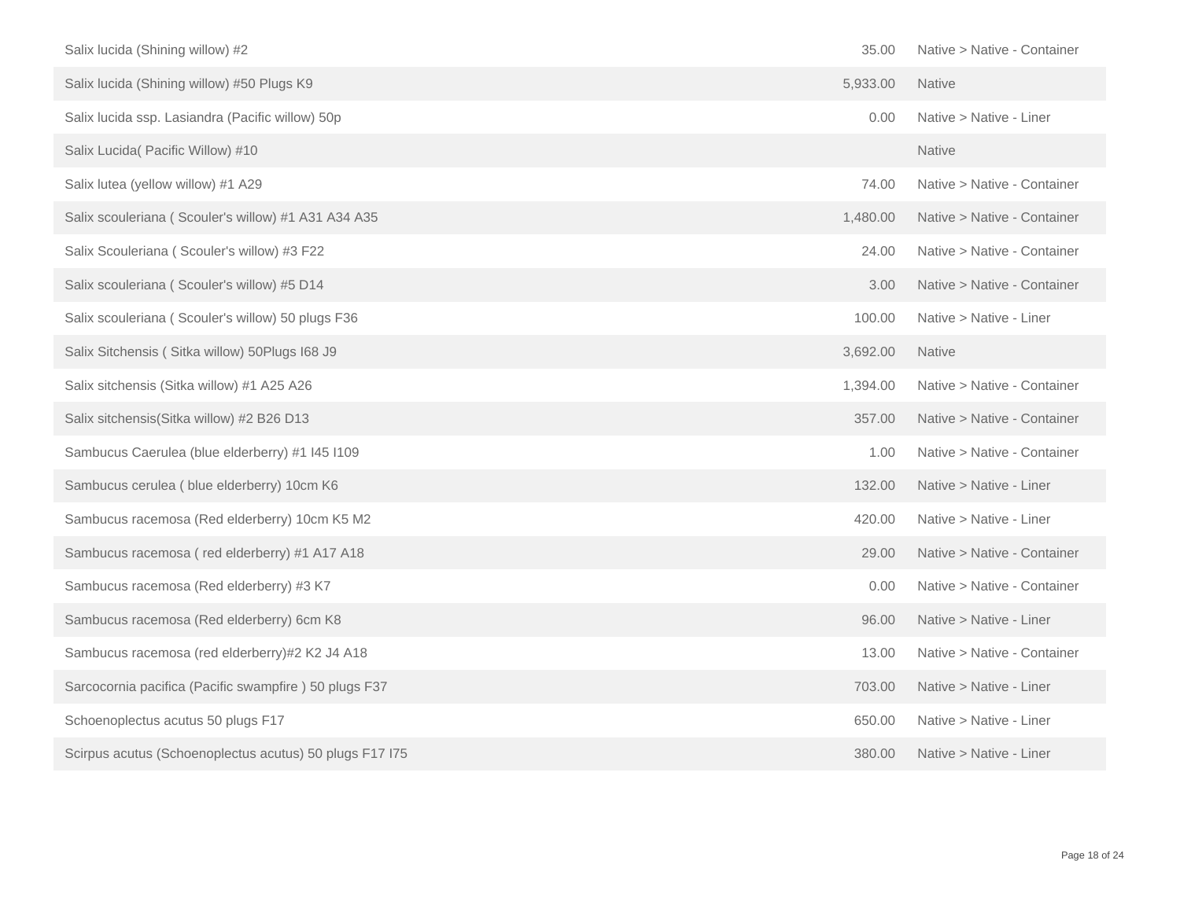| | | |
|---|---|---|
| Salix lucida (Shining willow) #2 | 35.00 | Native > Native - Container |
| Salix lucida (Shining willow) #50 Plugs K9 | 5,933.00 | Native |
| Salix lucida ssp. Lasiandra (Pacific willow) 50p | 0.00 | Native > Native - Liner |
| Salix Lucida( Pacific Willow) #10 | | Native |
| Salix lutea (yellow willow) #1 A29 | 74.00 | Native > Native - Container |
| Salix scouleriana ( Scouler's willow) #1 A31 A34 A35 | 1,480.00 | Native > Native - Container |
| Salix Scouleriana ( Scouler's willow) #3 F22 | 24.00 | Native > Native - Container |
| Salix scouleriana ( Scouler's willow) #5 D14 | 3.00 | Native > Native - Container |
| Salix scouleriana ( Scouler's willow) 50 plugs F36 | 100.00 | Native > Native - Liner |
| Salix Sitchensis ( Sitka willow) 50Plugs I68 J9 | 3,692.00 | Native |
| Salix sitchensis (Sitka willow) #1 A25 A26 | 1,394.00 | Native > Native - Container |
| Salix sitchensis(Sitka willow) #2 B26 D13 | 357.00 | Native > Native - Container |
| Sambucus Caerulea (blue elderberry) #1 I45 I109 | 1.00 | Native > Native - Container |
| Sambucus cerulea ( blue elderberry) 10cm K6 | 132.00 | Native > Native - Liner |
| Sambucus racemosa (Red elderberry) 10cm K5 M2 | 420.00 | Native > Native - Liner |
| Sambucus racemosa ( red elderberry) #1 A17 A18 | 29.00 | Native > Native - Container |
| Sambucus racemosa (Red elderberry) #3 K7 | 0.00 | Native > Native - Container |
| Sambucus racemosa (Red elderberry) 6cm K8 | 96.00 | Native > Native - Liner |
| Sambucus racemosa (red elderberry)#2 K2 J4 A18 | 13.00 | Native > Native - Container |
| Sarcocornia pacifica (Pacific swampfire ) 50 plugs F37 | 703.00 | Native > Native - Liner |
| Schoenoplectus acutus 50 plugs F17 | 650.00 | Native > Native - Liner |
| Scirpus acutus (Schoenoplectus acutus) 50 plugs F17 I75 | 380.00 | Native > Native - Liner |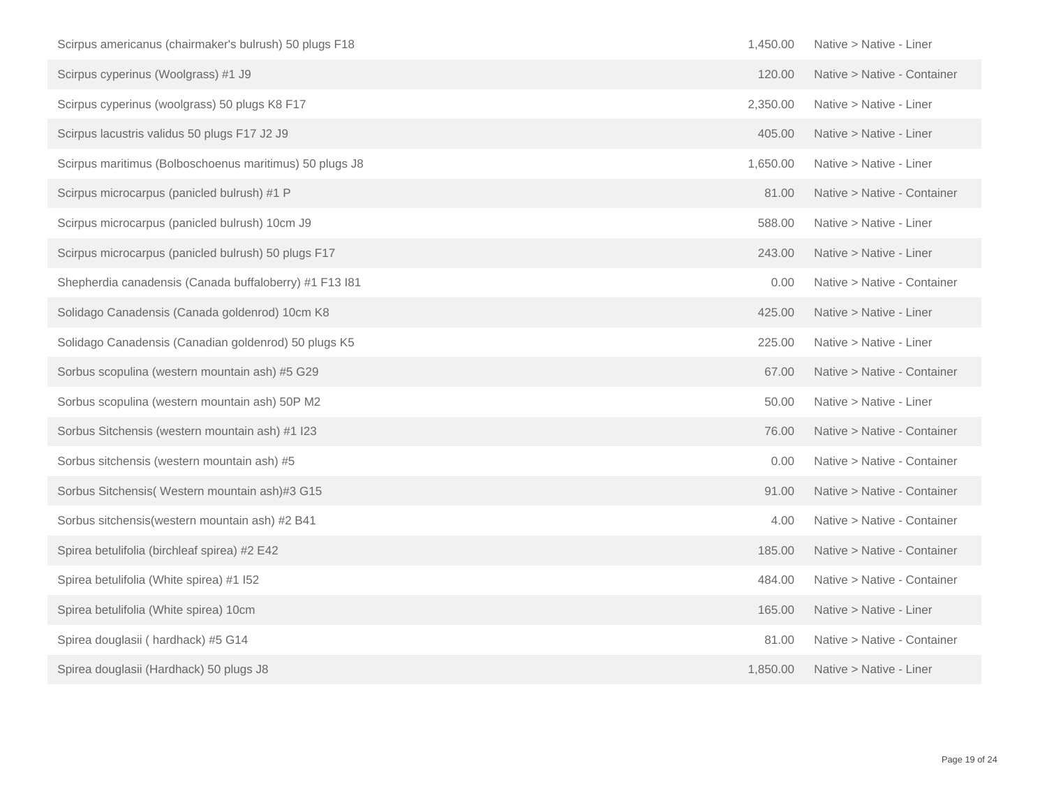| | | |
|---|---|---|
| Scirpus americanus (chairmaker's bulrush) 50 plugs F18 | 1,450.00 | Native > Native - Liner |
| Scirpus cyperinus (Woolgrass) #1 J9 | 120.00 | Native > Native - Container |
| Scirpus cyperinus (woolgrass) 50 plugs K8 F17 | 2,350.00 | Native > Native - Liner |
| Scirpus lacustris validus 50 plugs F17 J2 J9 | 405.00 | Native > Native - Liner |
| Scirpus maritimus (Bolboschoenus maritimus) 50 plugs J8 | 1,650.00 | Native > Native - Liner |
| Scirpus microcarpus (panicled bulrush) #1 P | 81.00 | Native > Native - Container |
| Scirpus microcarpus (panicled bulrush) 10cm J9 | 588.00 | Native > Native - Liner |
| Scirpus microcarpus (panicled bulrush) 50 plugs F17 | 243.00 | Native > Native - Liner |
| Shepherdia canadensis (Canada buffaloberry) #1 F13 I81 | 0.00 | Native > Native - Container |
| Solidago Canadensis (Canada goldenrod) 10cm K8 | 425.00 | Native > Native - Liner |
| Solidago Canadensis (Canadian goldenrod) 50 plugs K5 | 225.00 | Native > Native - Liner |
| Sorbus scopulina (western mountain ash) #5 G29 | 67.00 | Native > Native - Container |
| Sorbus scopulina (western mountain ash) 50P M2 | 50.00 | Native > Native - Liner |
| Sorbus Sitchensis (western mountain ash) #1 I23 | 76.00 | Native > Native - Container |
| Sorbus sitchensis (western mountain ash) #5 | 0.00 | Native > Native - Container |
| Sorbus Sitchensis( Western mountain ash)#3 G15 | 91.00 | Native > Native - Container |
| Sorbus sitchensis(western mountain ash) #2 B41 | 4.00 | Native > Native - Container |
| Spirea betulifolia (birchleaf spirea) #2 E42 | 185.00 | Native > Native - Container |
| Spirea betulifolia (White spirea) #1 I52 | 484.00 | Native > Native - Container |
| Spirea betulifolia (White spirea) 10cm | 165.00 | Native > Native - Liner |
| Spirea douglasii ( hardhack) #5 G14 | 81.00 | Native > Native - Container |
| Spirea douglasii (Hardhack) 50 plugs J8 | 1,850.00 | Native > Native - Liner |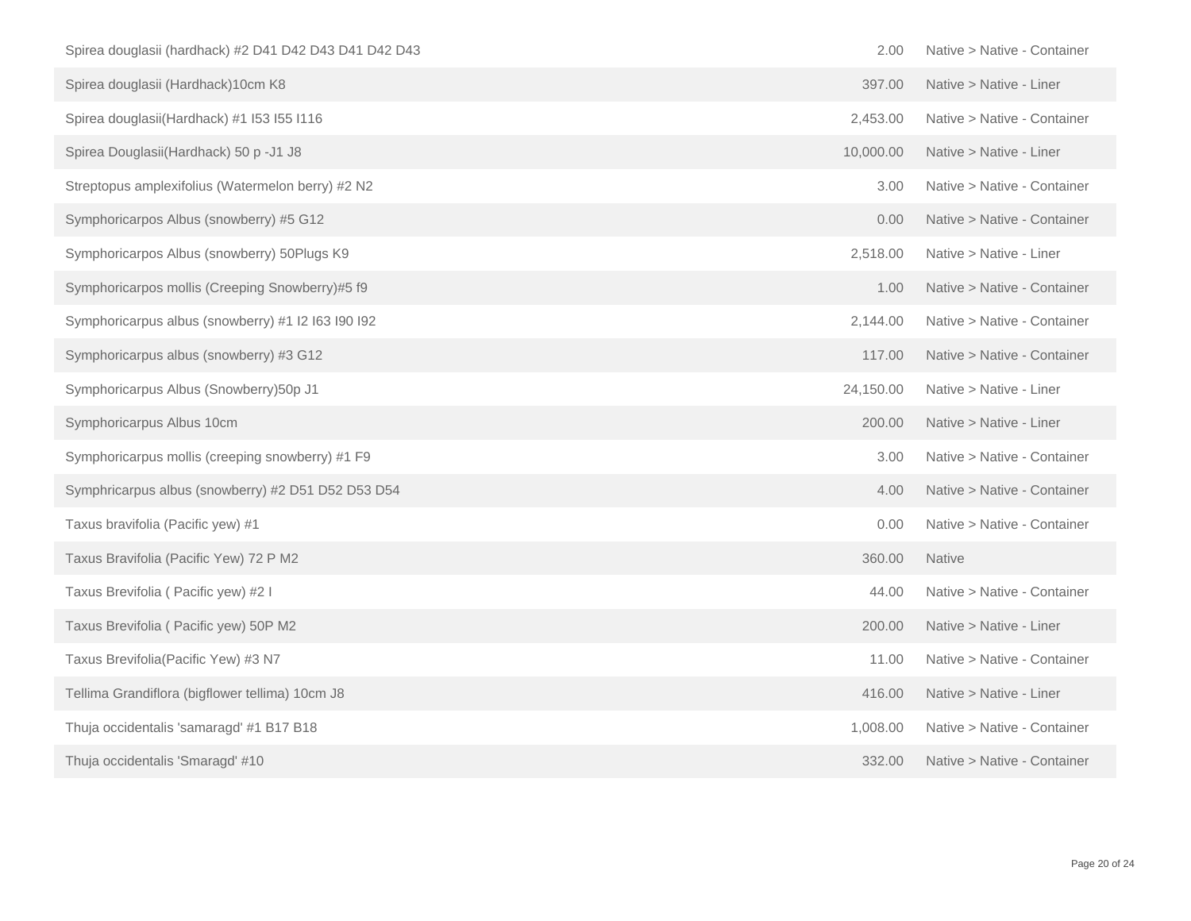| | | |
|---|---|---|
| Spirea douglasii (hardhack) #2 D41 D42 D43 D41 D42 D43 | 2.00 | Native > Native - Container |
| Spirea douglasii (Hardhack)10cm K8 | 397.00 | Native > Native - Liner |
| Spirea douglasii(Hardhack) #1 I53 I55 I116 | 2,453.00 | Native > Native - Container |
| Spirea Douglasii(Hardhack) 50 p -J1 J8 | 10,000.00 | Native > Native - Liner |
| Streptopus amplexifolius (Watermelon berry) #2 N2 | 3.00 | Native > Native - Container |
| Symphoricarpos Albus (snowberry) #5 G12 | 0.00 | Native > Native - Container |
| Symphoricarpos Albus (snowberry) 50Plugs K9 | 2,518.00 | Native > Native - Liner |
| Symphoricarpos mollis (Creeping Snowberry)#5 f9 | 1.00 | Native > Native - Container |
| Symphoricarpus albus (snowberry) #1 I2 I63 I90 I92 | 2,144.00 | Native > Native - Container |
| Symphoricarpus albus (snowberry) #3 G12 | 117.00 | Native > Native - Container |
| Symphoricarpus Albus (Snowberry)50p J1 | 24,150.00 | Native > Native - Liner |
| Symphoricarpus Albus 10cm | 200.00 | Native > Native - Liner |
| Symphoricarpus mollis (creeping snowberry) #1 F9 | 3.00 | Native > Native - Container |
| Symphricarpus albus (snowberry) #2 D51 D52 D53 D54 | 4.00 | Native > Native - Container |
| Taxus bravifolia (Pacific yew) #1 | 0.00 | Native > Native - Container |
| Taxus Bravifolia (Pacific Yew) 72 P M2 | 360.00 | Native |
| Taxus Brevifolia ( Pacific yew) #2 I | 44.00 | Native > Native - Container |
| Taxus Brevifolia ( Pacific yew) 50P M2 | 200.00 | Native > Native - Liner |
| Taxus Brevifolia(Pacific Yew) #3 N7 | 11.00 | Native > Native - Container |
| Tellima Grandiflora (bigflower tellima) 10cm J8 | 416.00 | Native > Native - Liner |
| Thuja occidentalis 'samaragd' #1 B17 B18 | 1,008.00 | Native > Native - Container |
| Thuja occidentalis 'Smaragd' #10 | 332.00 | Native > Native - Container |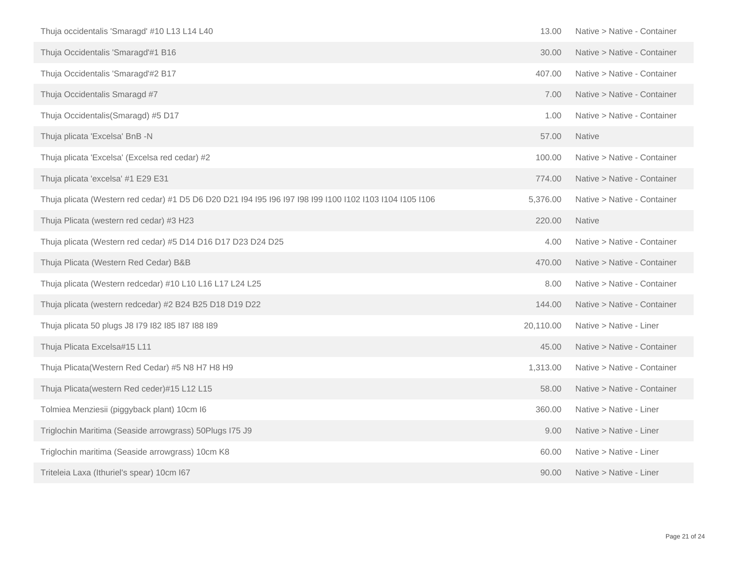| | | |
|---|---|---|
| Thuja occidentalis 'Smaragd' #10 L13 L14 L40 | 13.00 | Native > Native - Container |
| Thuja Occidentalis 'Smaragd'#1 B16 | 30.00 | Native > Native - Container |
| Thuja Occidentalis 'Smaragd'#2 B17 | 407.00 | Native > Native - Container |
| Thuja Occidentalis Smaragd #7 | 7.00 | Native > Native - Container |
| Thuja Occidentalis(Smaragd) #5 D17 | 1.00 | Native > Native - Container |
| Thuja plicata 'Excelsa' BnB -N | 57.00 | Native |
| Thuja plicata 'Excelsa' (Excelsa red cedar) #2 | 100.00 | Native > Native - Container |
| Thuja plicata 'excelsa' #1 E29 E31 | 774.00 | Native > Native - Container |
| Thuja plicata (Western red cedar) #1 D5 D6 D20 D21 I94 I95 I96 I97 I98 I99 I100 I102 I103 I104 I105 I106 | 5,376.00 | Native > Native - Container |
| Thuja Plicata (western red cedar) #3 H23 | 220.00 | Native |
| Thuja plicata (Western red cedar) #5 D14 D16 D17 D23 D24 D25 | 4.00 | Native > Native - Container |
| Thuja Plicata (Western Red Cedar) B&B | 470.00 | Native > Native - Container |
| Thuja plicata (Western redcedar) #10 L10 L16 L17 L24 L25 | 8.00 | Native > Native - Container |
| Thuja plicata (western redcedar) #2 B24 B25 D18 D19 D22 | 144.00 | Native > Native - Container |
| Thuja plicata 50 plugs J8 I79 I82 I85 I87 I88 I89 | 20,110.00 | Native > Native - Liner |
| Thuja Plicata Excelsa#15 L11 | 45.00 | Native > Native - Container |
| Thuja Plicata(Western Red Cedar) #5 N8 H7 H8 H9 | 1,313.00 | Native > Native - Container |
| Thuja Plicata(western Red ceder)#15 L12 L15 | 58.00 | Native > Native - Container |
| Tolmiea Menziesii (piggyback plant) 10cm I6 | 360.00 | Native > Native - Liner |
| Triglochin Maritima (Seaside arrowgrass) 50Plugs I75 J9 | 9.00 | Native > Native - Liner |
| Triglochin maritima (Seaside arrowgrass) 10cm K8 | 60.00 | Native > Native - Liner |
| Triteleia Laxa (Ithuriel's spear) 10cm I67 | 90.00 | Native > Native - Liner |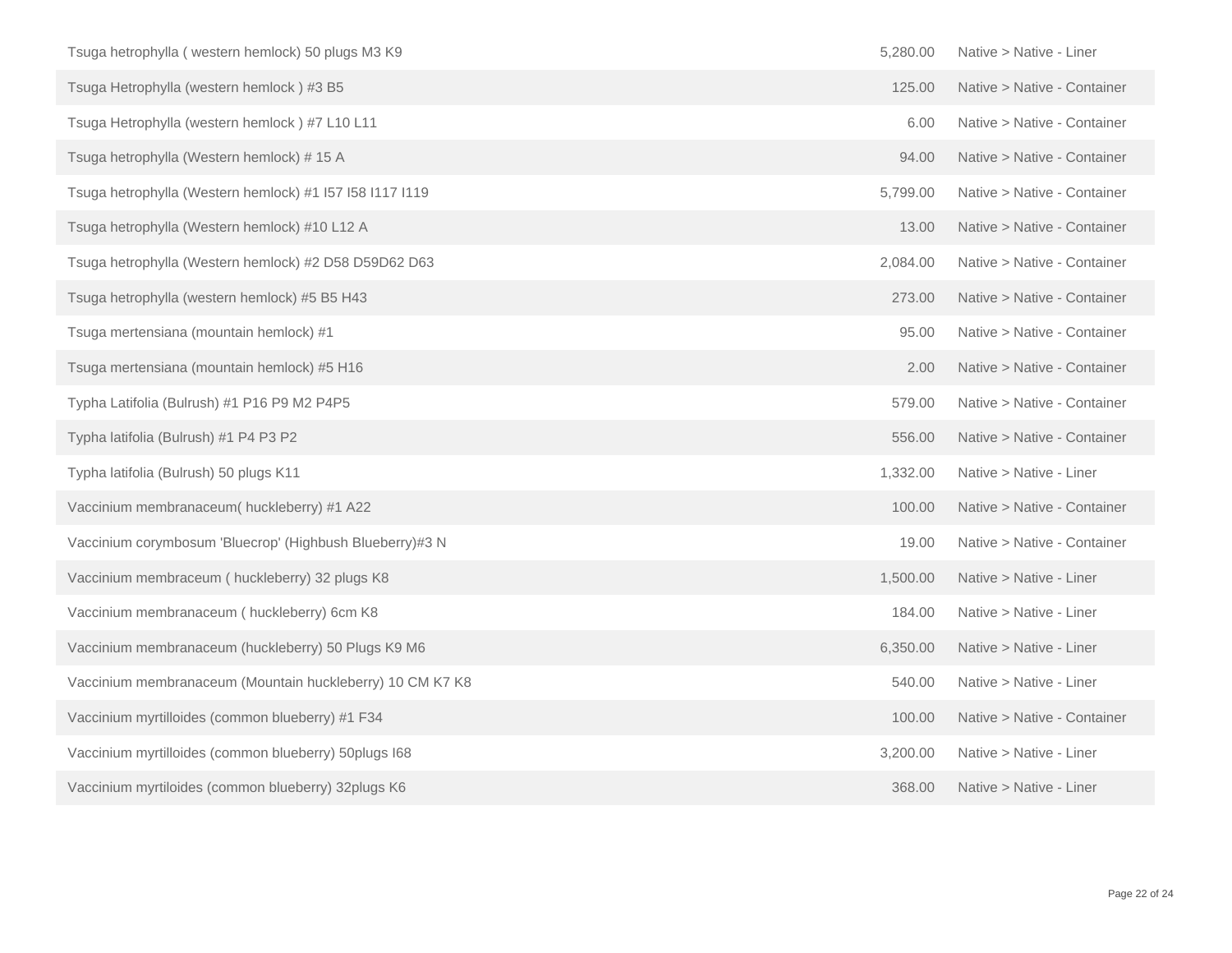| | | |
|---|---|---|
| Tsuga hetrophylla ( western hemlock) 50 plugs M3 K9 | 5,280.00 | Native > Native - Liner |
| Tsuga Hetrophylla (western hemlock ) #3 B5 | 125.00 | Native > Native - Container |
| Tsuga Hetrophylla (western hemlock ) #7 L10 L11 | 6.00 | Native > Native - Container |
| Tsuga hetrophylla (Western hemlock) # 15 A | 94.00 | Native > Native - Container |
| Tsuga hetrophylla (Western hemlock) #1 I57 I58 I117 I119 | 5,799.00 | Native > Native - Container |
| Tsuga hetrophylla (Western hemlock) #10 L12 A | 13.00 | Native > Native - Container |
| Tsuga hetrophylla (Western hemlock) #2 D58 D59D62 D63 | 2,084.00 | Native > Native - Container |
| Tsuga hetrophylla (western hemlock) #5 B5 H43 | 273.00 | Native > Native - Container |
| Tsuga mertensiana (mountain hemlock) #1 | 95.00 | Native > Native - Container |
| Tsuga mertensiana (mountain hemlock) #5 H16 | 2.00 | Native > Native - Container |
| Typha Latifolia (Bulrush) #1 P16 P9 M2 P4P5 | 579.00 | Native > Native - Container |
| Typha latifolia (Bulrush) #1 P4 P3 P2 | 556.00 | Native > Native - Container |
| Typha latifolia (Bulrush) 50 plugs K11 | 1,332.00 | Native > Native - Liner |
| Vaccinium membranaceum( huckleberry) #1 A22 | 100.00 | Native > Native - Container |
| Vaccinium corymbosum 'Bluecrop' (Highbush Blueberry)#3 N | 19.00 | Native > Native - Container |
| Vaccinium membraceum ( huckleberry) 32 plugs K8 | 1,500.00 | Native > Native - Liner |
| Vaccinium membranaceum ( huckleberry) 6cm K8 | 184.00 | Native > Native - Liner |
| Vaccinium membranaceum (huckleberry) 50 Plugs K9 M6 | 6,350.00 | Native > Native - Liner |
| Vaccinium membranaceum (Mountain huckleberry) 10 CM K7 K8 | 540.00 | Native > Native - Liner |
| Vaccinium myrtilloides (common blueberry) #1 F34 | 100.00 | Native > Native - Container |
| Vaccinium myrtilloides (common blueberry) 50plugs I68 | 3,200.00 | Native > Native - Liner |
| Vaccinium myrtiloides (common blueberry) 32plugs K6 | 368.00 | Native > Native - Liner |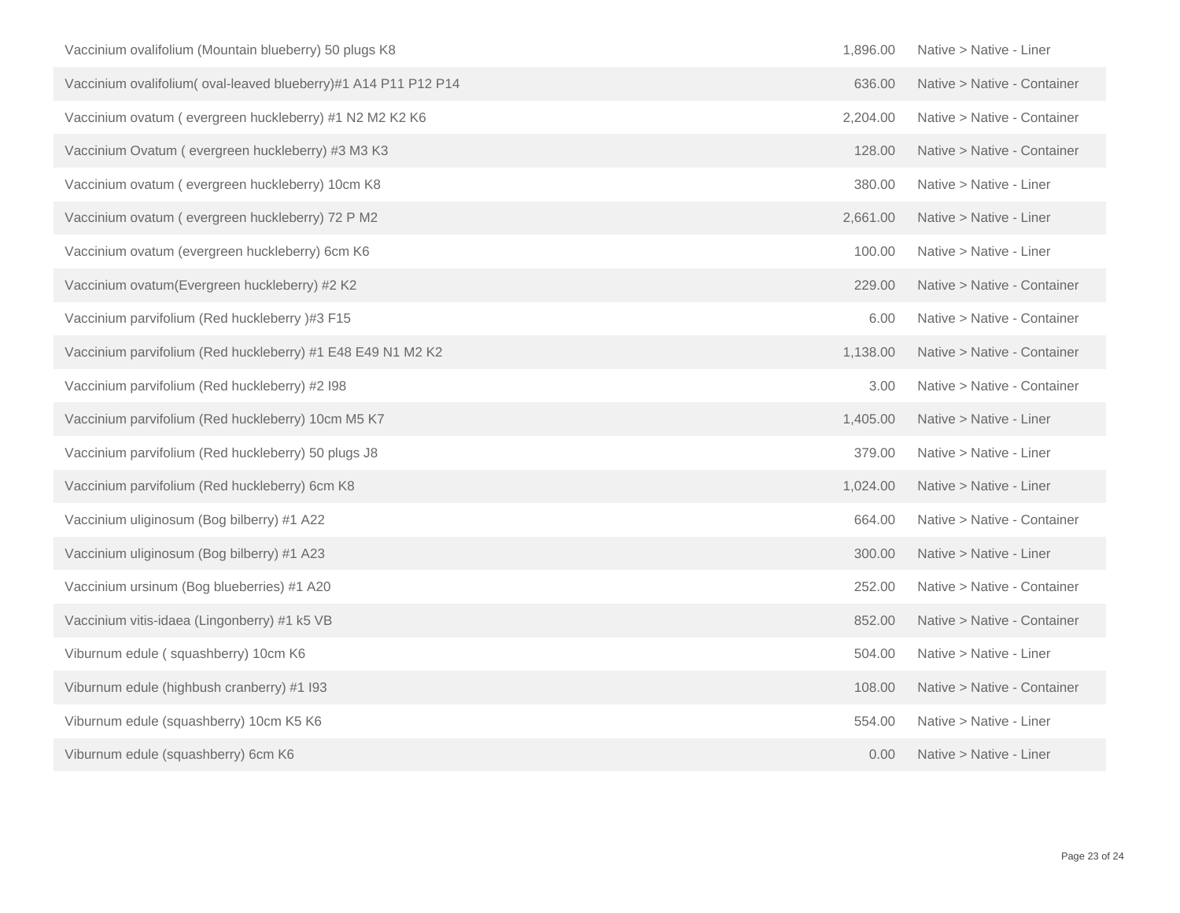| | | |
|---|---|---|
| Vaccinium ovalifolium (Mountain blueberry) 50 plugs K8 | 1,896.00 | Native > Native - Liner |
| Vaccinium ovalifolium( oval-leaved blueberry)#1 A14 P11 P12 P14 | 636.00 | Native > Native - Container |
| Vaccinium ovatum ( evergreen huckleberry) #1 N2 M2 K2 K6 | 2,204.00 | Native > Native - Container |
| Vaccinium Ovatum ( evergreen huckleberry) #3 M3 K3 | 128.00 | Native > Native - Container |
| Vaccinium ovatum ( evergreen huckleberry) 10cm K8 | 380.00 | Native > Native - Liner |
| Vaccinium ovatum ( evergreen huckleberry) 72 P M2 | 2,661.00 | Native > Native - Liner |
| Vaccinium ovatum (evergreen huckleberry) 6cm K6 | 100.00 | Native > Native - Liner |
| Vaccinium ovatum(Evergreen huckleberry) #2 K2 | 229.00 | Native > Native - Container |
| Vaccinium parvifolium (Red huckleberry )#3 F15 | 6.00 | Native > Native - Container |
| Vaccinium parvifolium (Red huckleberry) #1 E48 E49 N1 M2 K2 | 1,138.00 | Native > Native - Container |
| Vaccinium parvifolium (Red huckleberry) #2 I98 | 3.00 | Native > Native - Container |
| Vaccinium parvifolium (Red huckleberry) 10cm M5 K7 | 1,405.00 | Native > Native - Liner |
| Vaccinium parvifolium (Red huckleberry) 50 plugs J8 | 379.00 | Native > Native - Liner |
| Vaccinium parvifolium (Red huckleberry) 6cm K8 | 1,024.00 | Native > Native - Liner |
| Vaccinium uliginosum (Bog bilberry) #1 A22 | 664.00 | Native > Native - Container |
| Vaccinium uliginosum (Bog bilberry) #1 A23 | 300.00 | Native > Native - Liner |
| Vaccinium ursinum (Bog blueberries) #1 A20 | 252.00 | Native > Native - Container |
| Vaccinium vitis-idaea (Lingonberry) #1 k5 VB | 852.00 | Native > Native - Container |
| Viburnum edule ( squashberry) 10cm K6 | 504.00 | Native > Native - Liner |
| Viburnum edule (highbush cranberry) #1 I93 | 108.00 | Native > Native - Container |
| Viburnum edule (squashberry) 10cm K5 K6 | 554.00 | Native > Native - Liner |
| Viburnum edule (squashberry) 6cm K6 | 0.00 | Native > Native - Liner |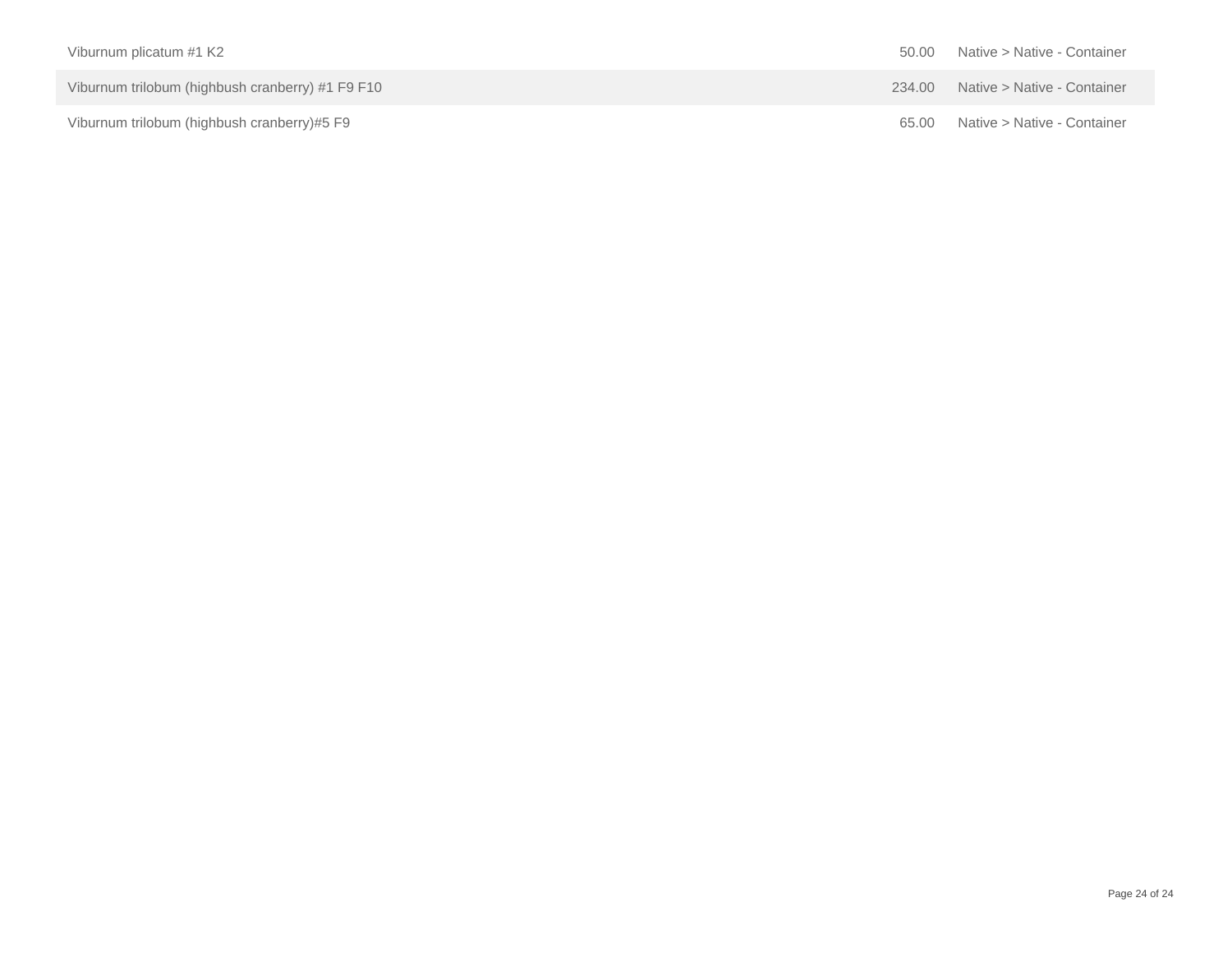| | | |
|---|---|---|
| Viburnum plicatum #1 K2 | 50.00 | Native > Native - Container |
| Viburnum trilobum (highbush cranberry) #1 F9 F10 | 234.00 | Native > Native - Container |
| Viburnum trilobum (highbush cranberry)#5 F9 | 65.00 | Native > Native - Container |